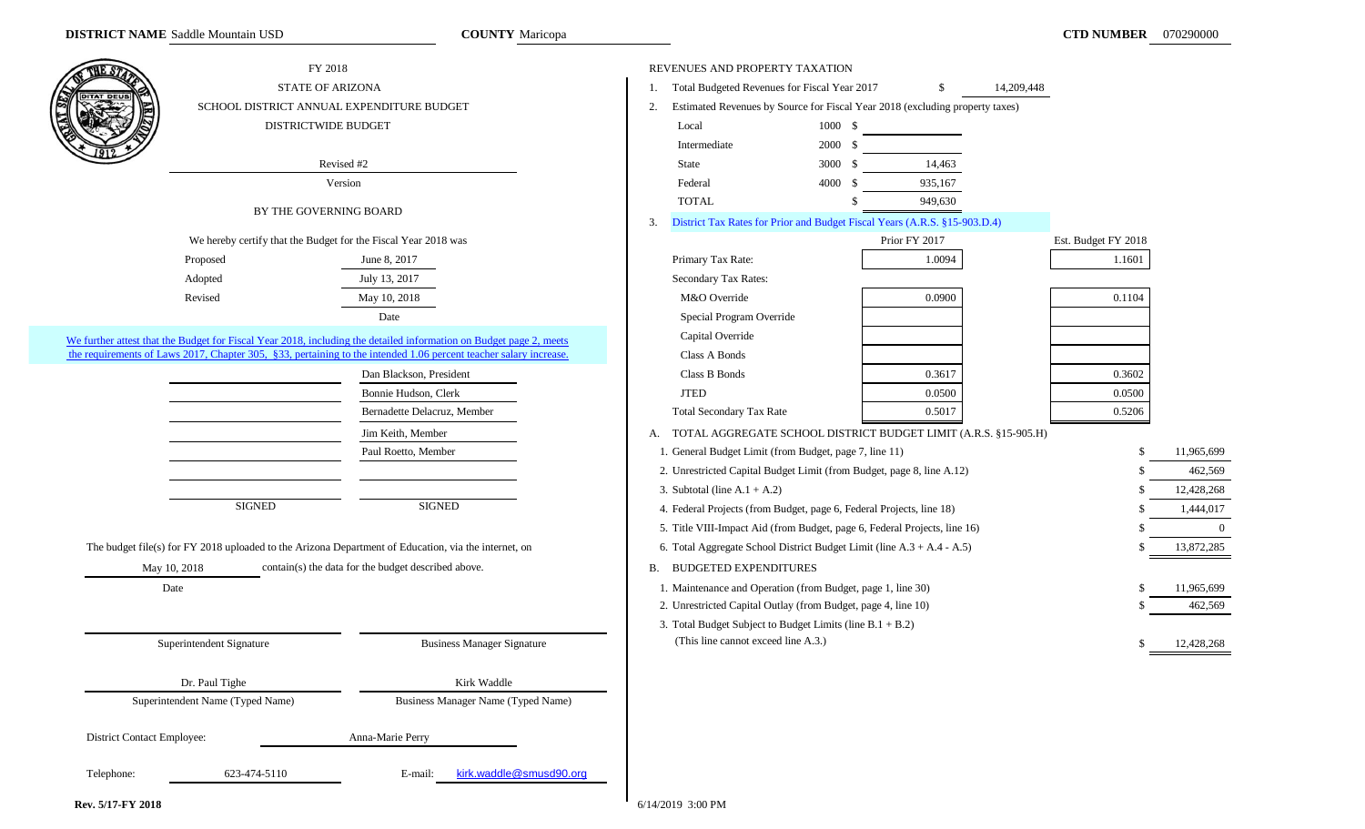**DISTRICT NAME** Saddle Mountain USD **COUNTY** Maricopa **CTD NUMBER** 070290000

FY 2018

STATE OF ARIZONA

SCHOOL DISTRICT ANNUAL EXPENDITURE BUDGET

DISTRICTWIDE BUDGET

Revised #2

Version

BY THE GOVERNING BOARD

We hereby certify that the Budget for the Fiscal Year 2018 was

| | |
|---|---|
| Proposed | June 8, 2017 |
| Adopted | July 13, 2017 |
| Revised | May 10, 2018 |
| | Date |

We further attest that the Budget for Fiscal Year 2018, including the detailed information on Budget page 2, meets the requirements of Laws 2017, Chapter 305, §33, pertaining to the intended 1.06 percent teacher salary increase.

| | |
|---|---|
| | Dan Blackson, President |
| | Bonnie Hudson, Clerk |
| | Bernadette Delacruz, Member |
| | Jim Keith, Member |
| | Paul Roetto, Member |
| | |
| | |
| SIGNED | SIGNED |

The budget file(s) for FY 2018 uploaded to the Arizona Department of Education, via the internet, on May 10, 2018 contain(s) the data for the budget described above.

Date

| | |
|---|---|
| Superintendent Signature | Business Manager Signature |
| Dr. Paul Tighe | Kirk Waddle |
| Superintendent Name (Typed Name) | Business Manager Name (Typed Name) |

District Contact Employee: Anna-Marie Perry

Telephone: 623-474-5110 E-mail: kirk.waddle@smusd90.org

REVENUES AND PROPERTY TAXATION

1. Total Budgeted Revenues for Fiscal Year 2017 $ 14,209,448

2. Estimated Revenues by Source for Fiscal Year 2018 (excluding property taxes)

| Source | Code | Amount |
|---|---|---|
| Local | 1000 | $ |
| Intermediate | 2000 | $ |
| State | 3000 | $ 14,463 |
| Federal | 4000 | $ 935,167 |
| TOTAL | | $ 949,630 |

3. District Tax Rates for Prior and Budget Fiscal Years (A.R.S. §15-903.D.4)

| | Prior FY 2017 | Est. Budget FY 2018 |
|---|---|---|
| Primary Tax Rate: | 1.0094 | 1.1601 |
| Secondary Tax Rates: | | |
| M&O Override | 0.0900 | 0.1104 |
| Special Program Override | | |
| Capital Override | | |
| Class A Bonds | | |
| Class B Bonds | 0.3617 | 0.3602 |
| JTED | 0.0500 | 0.0500 |
| Total Secondary Tax Rate | 0.5017 | 0.5206 |

A. TOTAL AGGREGATE SCHOOL DISTRICT BUDGET LIMIT (A.R.S. §15-905.H)

| | |
|---|---|
| 1. General Budget Limit (from Budget, page 7, line 11) | $ 11,965,699 |
| 2. Unrestricted Capital Budget Limit (from Budget, page 8, line A.12) | $ 462,569 |
| 3. Subtotal (line A.1 + A.2) | $ 12,428,268 |
| 4. Federal Projects (from Budget, page 6, Federal Projects, line 18) | $ 1,444,017 |
| 5. Title VIII-Impact Aid (from Budget, page 6, Federal Projects, line 16) | $ 0 |
| 6. Total Aggregate School District Budget Limit (line A.3 + A.4 - A.5) | $ 13,872,285 |

B. BUDGETED EXPENDITURES

| | |
|---|---|
| 1. Maintenance and Operation (from Budget, page 1, line 30) | $ 11,965,699 |
| 2. Unrestricted Capital Outlay (from Budget, page 4, line 10) | $ 462,569 |
| 3. Total Budget Subject to Budget Limits (line B.1 + B.2) (This line cannot exceed line A.3.) | $ 12,428,268 |

Rev. 5/17-FY 2018

6/14/2019 3:00 PM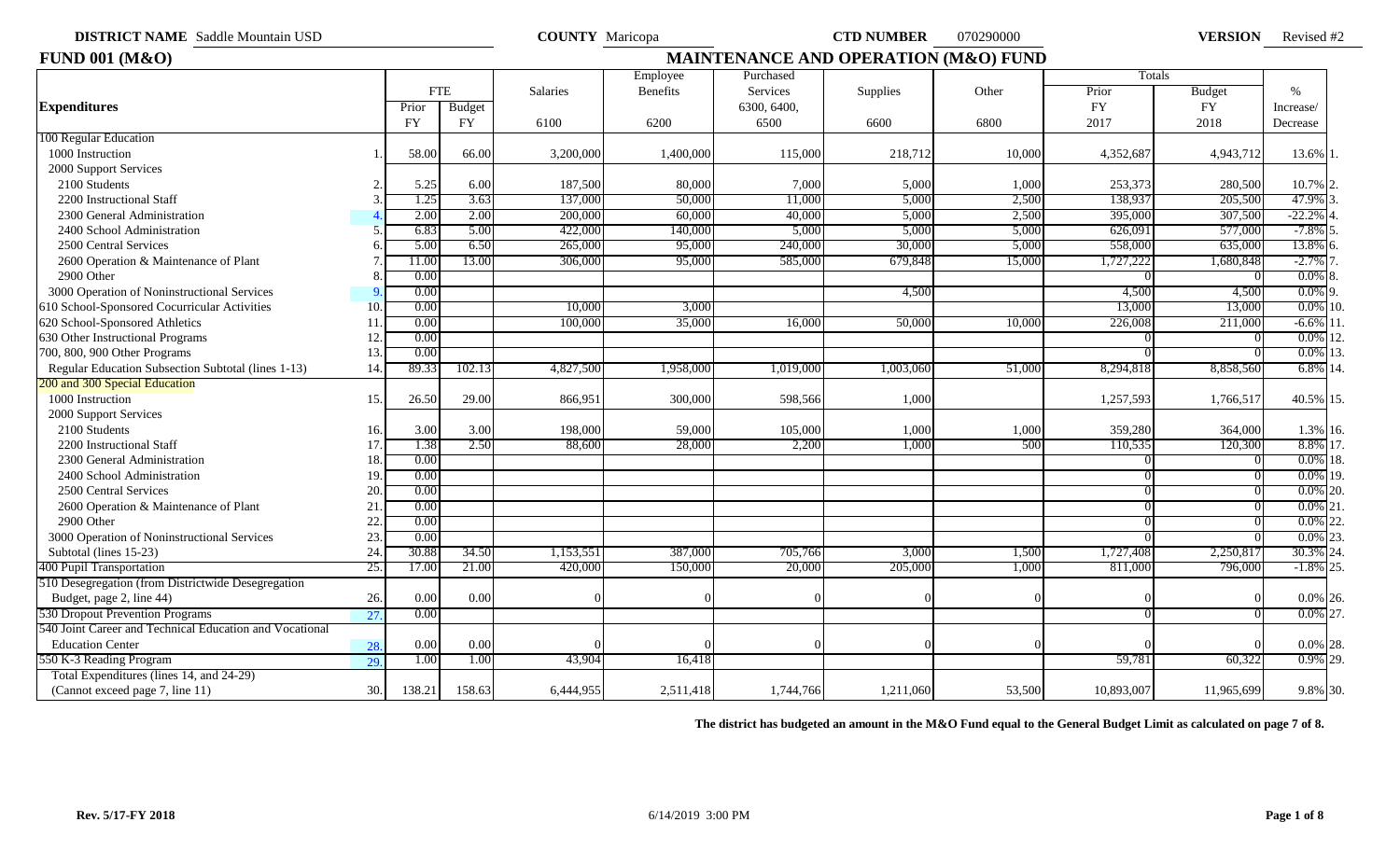**DISTRICT NAME** Saddle Mountain USD **COUNTY** Maricopa **CTD NUMBER** 070290000 **VERSION** Revised #2

## FUND 001 (M&O) — MAINTENANCE AND OPERATION (M&O) FUND

| Expenditures | | FTE Prior FY | FTE Budget FY | Salaries 6100 | Employee Benefits 6200 | Purchased Services 6300, 6400, 6500 | Supplies 6600 | Other 6800 | Totals Prior FY 2017 | Totals Budget FY 2018 | % Increase/ Decrease | |
|---|---|---|---|---|---|---|---|---|---|---|---|---|
| **100 Regular Education** | | | | | | | | | | | | |
| 1000 Instruction | 1. | 58.00 | 66.00 | 3,200,000 | 1,400,000 | 115,000 | 218,712 | 10,000 | 4,352,687 | 4,943,712 | 13.6% | 1. |
| 2000 Support Services | | | | | | | | | | | | |
| 2100 Students | 2. | 5.25 | 6.00 | 187,500 | 80,000 | 7,000 | 5,000 | 1,000 | 253,373 | 280,500 | 10.7% | 2. |
| 2200 Instructional Staff | 3. | 1.25 | 3.63 | 137,000 | 50,000 | 11,000 | 5,000 | 2,500 | 138,937 | 205,500 | 47.9% | 3. |
| 2300 General Administration | 4. | 2.00 | 2.00 | 200,000 | 60,000 | 40,000 | 5,000 | 2,500 | 395,000 | 307,500 | -22.2% | 4. |
| 2400 School Administration | 5. | 6.83 | 5.00 | 422,000 | 140,000 | 5,000 | 5,000 | 5,000 | 626,091 | 577,000 | -7.8% | 5. |
| 2500 Central Services | 6. | 5.00 | 6.50 | 265,000 | 95,000 | 240,000 | 30,000 | 5,000 | 558,000 | 635,000 | 13.8% | 6. |
| 2600 Operation & Maintenance of Plant | 7. | 11.00 | 13.00 | 306,000 | 95,000 | 585,000 | 679,848 | 15,000 | 1,727,222 | 1,680,848 | -2.7% | 7. |
| 2900 Other | 8. | 0.00 | | | | | | | 0 | 0 | 0.0% | 8. |
| 3000 Operation of Noninstructional Services | 9. | 0.00 | | | | | 4,500 | | 4,500 | 4,500 | 0.0% | 9. |
| 610 School-Sponsored Cocurricular Activities | 10. | 0.00 | | 10,000 | 3,000 | | | | 13,000 | 13,000 | 0.0% | 10. |
| 620 School-Sponsored Athletics | 11. | 0.00 | | 100,000 | 35,000 | 16,000 | 50,000 | 10,000 | 226,008 | 211,000 | -6.6% | 11. |
| 630 Other Instructional Programs | 12. | 0.00 | | | | | | | 0 | 0 | 0.0% | 12. |
| 700, 800, 900 Other Programs | 13. | 0.00 | | | | | | | 0 | 0 | 0.0% | 13. |
| Regular Education Subsection Subtotal (lines 1-13) | 14. | 89.33 | 102.13 | 4,827,500 | 1,958,000 | 1,019,000 | 1,003,060 | 51,000 | 8,294,818 | 8,858,560 | 6.8% | 14. |
| **200 and 300 Special Education** | | | | | | | | | | | | |
| 1000 Instruction | 15. | 26.50 | 29.00 | 866,951 | 300,000 | 598,566 | 1,000 | | 1,257,593 | 1,766,517 | 40.5% | 15. |
| 2000 Support Services | | | | | | | | | | | | |
| 2100 Students | 16. | 3.00 | 3.00 | 198,000 | 59,000 | 105,000 | 1,000 | 1,000 | 359,280 | 364,000 | 1.3% | 16. |
| 2200 Instructional Staff | 17. | 1.38 | 2.50 | 88,600 | 28,000 | 2,200 | 1,000 | 500 | 110,535 | 120,300 | 8.8% | 17. |
| 2300 General Administration | 18. | 0.00 | | | | | | | 0 | 0 | 0.0% | 18. |
| 2400 School Administration | 19. | 0.00 | | | | | | | 0 | 0 | 0.0% | 19. |
| 2500 Central Services | 20. | 0.00 | | | | | | | 0 | 0 | 0.0% | 20. |
| 2600 Operation & Maintenance of Plant | 21. | 0.00 | | | | | | | 0 | 0 | 0.0% | 21. |
| 2900 Other | 22. | 0.00 | | | | | | | 0 | 0 | 0.0% | 22. |
| 3000 Operation of Noninstructional Services | 23. | 0.00 | | | | | | | 0 | 0 | 0.0% | 23. |
| Subtotal (lines 15-23) | 24. | 30.88 | 34.50 | 1,153,551 | 387,000 | 705,766 | 3,000 | 1,500 | 1,727,408 | 2,250,817 | 30.3% | 24. |
| 400 Pupil Transportation | 25. | 17.00 | 21.00 | 420,000 | 150,000 | 20,000 | 205,000 | 1,000 | 811,000 | 796,000 | -1.8% | 25. |
| 510 Desegregation (from Districtwide Desegregation Budget, page 2, line 44) | 26. | 0.00 | 0.00 | 0 | 0 | 0 | 0 | 0 | 0 | 0 | 0.0% | 26. |
| 530 Dropout Prevention Programs | 27. | 0.00 | | | | | | | 0 | 0 | 0.0% | 27. |
| 540 Joint Career and Technical Education and Vocational Education Center | 28. | 0.00 | 0.00 | 0 | 0 | 0 | 0 | 0 | 0 | 0 | 0.0% | 28. |
| 550 K-3 Reading Program | 29. | 1.00 | 1.00 | 43,904 | 16,418 | | | | 59,781 | 60,322 | 0.9% | 29. |
| Total Expenditures (lines 14, and 24-29) (Cannot exceed page 7, line 11) | 30. | 138.21 | 158.63 | 6,444,955 | 2,511,418 | 1,744,766 | 1,211,060 | 53,500 | 10,893,007 | 11,965,699 | 9.8% | 30. |

**The district has budgeted an amount in the M&O Fund equal to the General Budget Limit as calculated on page 7 of 8.**

Rev. 5/17-FY 2018 6/14/2019 3:00 PM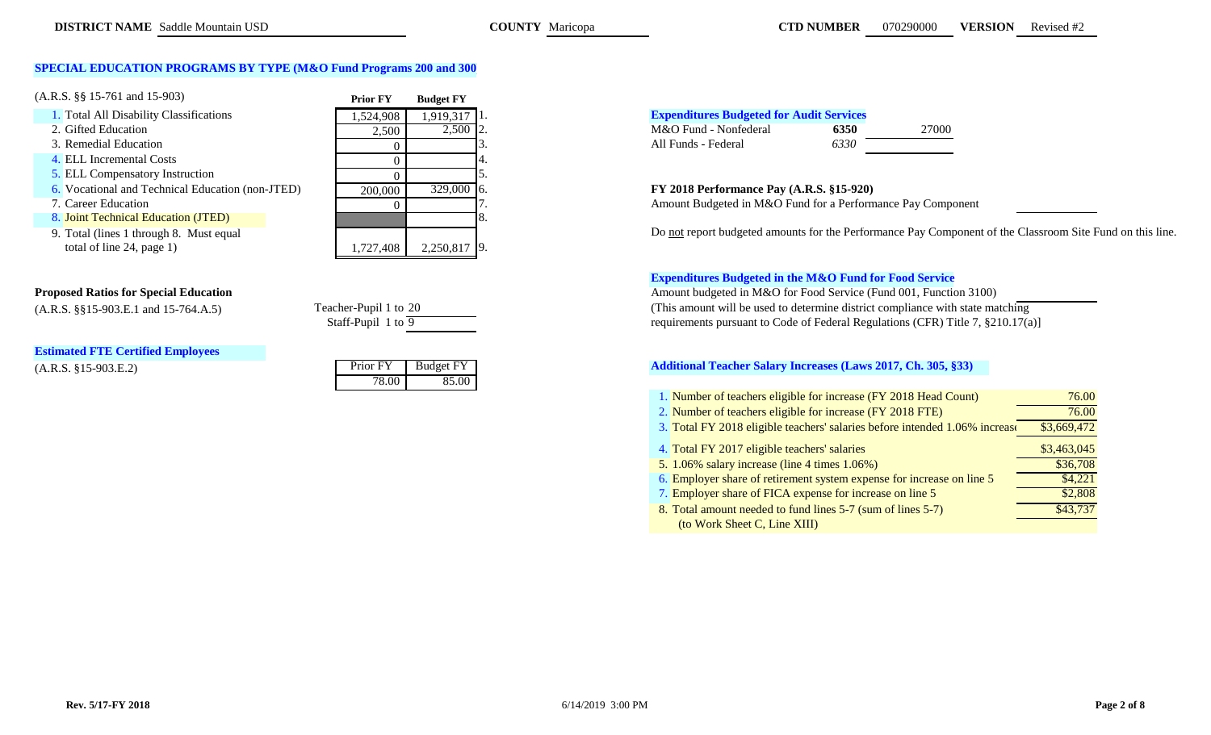**DISTRICT NAME** Saddle Mountain USD **COUNTY** Maricopa **CTD NUMBER** 070290000 **VERSION** Revised #2

## SPECIAL EDUCATION PROGRAMS BY TYPE (M&O Fund Programs 200 and 300

(A.R.S. §§ 15-761 and 15-903)

| | Prior FY | Budget FY | |
|---|---|---|---|
| 1. Total All Disability Classifications | 1,524,908 | 1,919,317 | 1. |
| 2. Gifted Education | 2,500 | 2,500 | 2. |
| 3. Remedial Education | 0 | | 3. |
| 4. ELL Incremental Costs | 0 | | 4. |
| 5. ELL Compensatory Instruction | 0 | | 5. |
| 6. Vocational and Technical Education (non-JTED) | 200,000 | 329,000 | 6. |
| 7. Career Education | 0 | | 7. |
| 8. Joint Technical Education (JTED) | | | 8. |
| 9. Total (lines 1 through 8. Must equal total of line 24, page 1) | 1,727,408 | 2,250,817 | 9. |

**Proposed Ratios for Special Education**
(A.R.S. §§15-903.E.1 and 15-764.A.5)

Teacher-Pupil 1 to 20
Staff-Pupil 1 to 9

### Estimated FTE Certified Employees

(A.R.S. §15-903.E.2)

| Prior FY | Budget FY |
|---|---|
| 78.00 | 85.00 |

### Expenditures Budgeted for Audit Services

| | | |
|---|---|---|
| M&O Fund - Nonfederal | 6350 | 27000 |
| All Funds - Federal | 6330 | |

**FY 2018 Performance Pay (A.R.S. §15-920)**

Amount Budgeted in M&O Fund for a Performance Pay Component

Do not report budgeted amounts for the Performance Pay Component of the Classroom Site Fund on this line.

### Expenditures Budgeted in the M&O Fund for Food Service

Amount budgeted in M&O for Food Service (Fund 001, Function 3100)
(This amount will be used to determine district compliance with state matching requirements pursuant to Code of Federal Regulations (CFR) Title 7, §210.17(a)]

### Additional Teacher Salary Increases (Laws 2017, Ch. 305, §33)

| | |
|---|---|
| 1. Number of teachers eligible for increase (FY 2018 Head Count) | 76.00 |
| 2. Number of teachers eligible for increase (FY 2018 FTE) | 76.00 |
| 3. Total FY 2018 eligible teachers' salaries before intended 1.06% increase | $3,669,472 |
| 4. Total FY 2017 eligible teachers' salaries | $3,463,045 |
| 5. 1.06% salary increase (line 4 times 1.06%) | $36,708 |
| 6. Employer share of retirement system expense for increase on line 5 | $4,221 |
| 7. Employer share of FICA expense for increase on line 5 | $2,808 |
| 8. Total amount needed to fund lines 5-7 (sum of lines 5-7) (to Work Sheet C, Line XIII) | $43,737 |

**Rev. 5/17-FY 2018** 6/14/2019 3:00 PM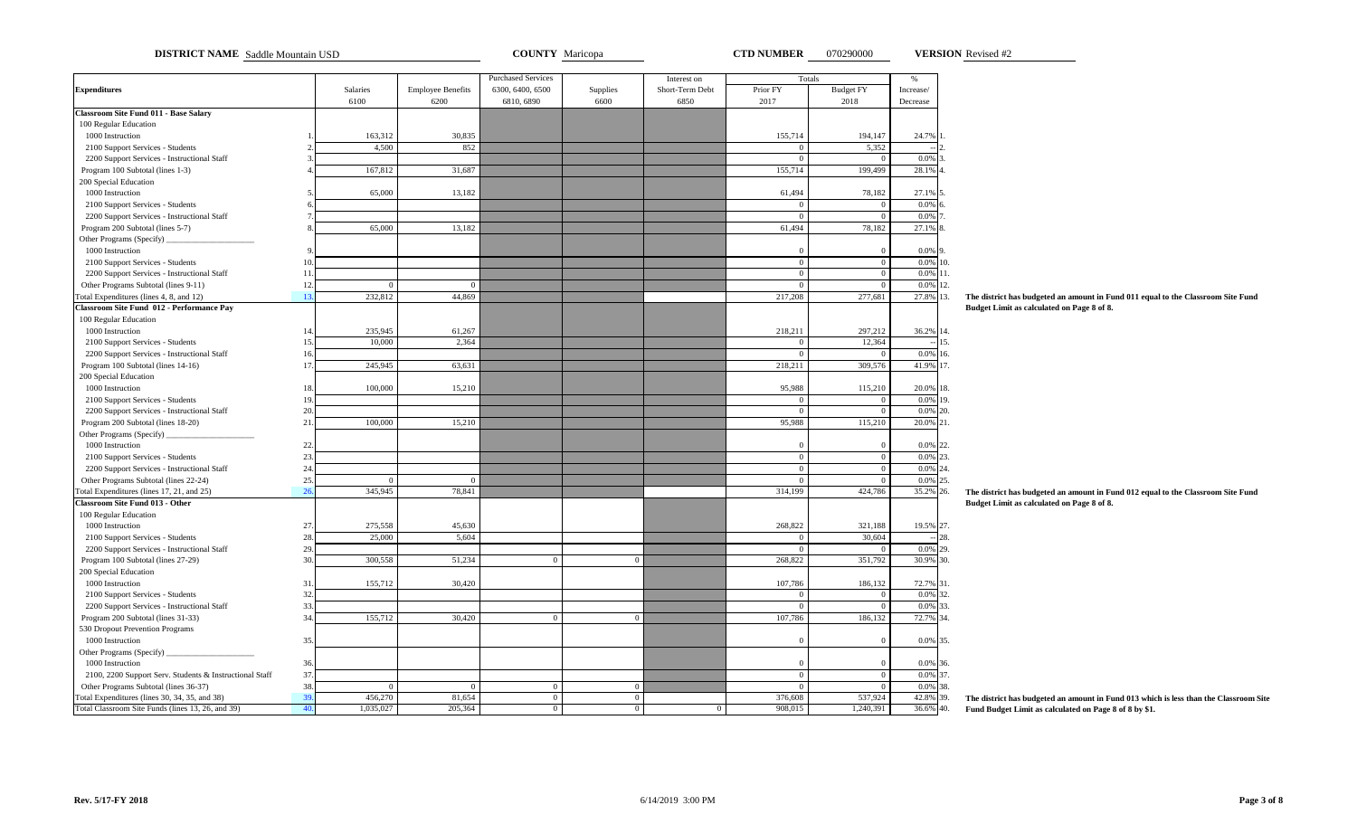**DISTRICT NAME** Saddle Mountain USD **COUNTY** Maricopa **CTD NUMBER** 070290000 **VERSION** Revised #2

| Expenditures | | Salaries 6100 | Employee Benefits 6200 | Purchased Services 6300, 6400, 6500 6810, 6890 | Supplies 6600 | Interest on Short-Term Debt 6850 | Totals Prior FY 2017 | Totals Budget FY 2018 | % Increase/ Decrease | |
|---|---|---|---|---|---|---|---|---|---|---|
| **Classroom Site Fund 011 - Base Salary** | | | | | | | | | | |
| 100 Regular Education | | | | | | | | | | |
| 1000 Instruction | 1. | 163,312 | 30,835 | | | | 155,714 | 194,147 | 24.7% | 1. |
| 2100 Support Services - Students | 2. | 4,500 | 852 | | | | 0 | 5,352 | -- | 2. |
| 2200 Support Services - Instructional Staff | 3. | | | | | | 0 | 0 | 0.0% | 3. |
| Program 100 Subtotal (lines 1-3) | 4. | 167,812 | 31,687 | | | | 155,714 | 199,499 | 28.1% | 4. |
| 200 Special Education | | | | | | | | | | |
| 1000 Instruction | 5. | 65,000 | 13,182 | | | | 61,494 | 78,182 | 27.1% | 5. |
| 2100 Support Services - Students | 6. | | | | | | 0 | 0 | 0.0% | 6. |
| 2200 Support Services - Instructional Staff | 7. | | | | | | 0 | 0 | 0.0% | 7. |
| Program 200 Subtotal (lines 5-7) | 8. | 65,000 | 13,182 | | | | 61,494 | 78,182 | 27.1% | 8. |
| Other Programs (Specify) ____________ | | | | | | | | | | |
| 1000 Instruction | 9. | | | | | | 0 | 0 | 0.0% | 9. |
| 2100 Support Services - Students | 10. | | | | | | 0 | 0 | 0.0% | 10. |
| 2200 Support Services - Instructional Staff | 11. | | | | | | 0 | 0 | 0.0% | 11. |
| Other Programs Subtotal (lines 9-11) | 12. | 0 | 0 | | | | 0 | 0 | 0.0% | 12. |
| Total Expenditures (lines 4, 8, and 12) | 13. | 232,812 | 44,869 | | | | 217,208 | 277,681 | 27.8% | 13. |
| **Classroom Site Fund 012 - Performance Pay** | | | | | | | | | | |
| 100 Regular Education | | | | | | | | | | |
| 1000 Instruction | 14. | 235,945 | 61,267 | | | | 218,211 | 297,212 | 36.2% | 14. |
| 2100 Support Services - Students | 15. | 10,000 | 2,364 | | | | 0 | 12,364 | -- | 15. |
| 2200 Support Services - Instructional Staff | 16. | | | | | | 0 | 0 | 0.0% | 16. |
| Program 100 Subtotal (lines 14-16) | 17. | 245,945 | 63,631 | | | | 218,211 | 309,576 | 41.9% | 17. |
| 200 Special Education | | | | | | | | | | |
| 1000 Instruction | 18. | 100,000 | 15,210 | | | | 95,988 | 115,210 | 20.0% | 18. |
| 2100 Support Services - Students | 19. | | | | | | 0 | 0 | 0.0% | 19. |
| 2200 Support Services - Instructional Staff | 20. | | | | | | 0 | 0 | 0.0% | 20. |
| Program 200 Subtotal (lines 18-20) | 21. | 100,000 | 15,210 | | | | 95,988 | 115,210 | 20.0% | 21. |
| Other Programs (Specify) ____________ | | | | | | | | | | |
| 1000 Instruction | 22. | | | | | | 0 | 0 | 0.0% | 22. |
| 2100 Support Services - Students | 23. | | | | | | 0 | 0 | 0.0% | 23. |
| 2200 Support Services - Instructional Staff | 24. | | | | | | 0 | 0 | 0.0% | 24. |
| Other Programs Subtotal (lines 22-24) | 25. | 0 | 0 | | | | 0 | 0 | 0.0% | 25. |
| Total Expenditures (lines 17, 21, and 25) | 26. | 345,945 | 78,841 | | | | 314,199 | 424,786 | 35.2% | 26. |
| **Classroom Site Fund 013 - Other** | | | | | | | | | | |
| 100 Regular Education | | | | | | | | | | |
| 1000 Instruction | 27. | 275,558 | 45,630 | | | | 268,822 | 321,188 | 19.5% | 27. |
| 2100 Support Services - Students | 28. | 25,000 | 5,604 | | | | 0 | 30,604 | -- | 28. |
| 2200 Support Services - Instructional Staff | 29. | | | | | | 0 | 0 | 0.0% | 29. |
| Program 100 Subtotal (lines 27-29) | 30. | 300,558 | 51,234 | 0 | 0 | | 268,822 | 351,792 | 30.9% | 30. |
| 200 Special Education | | | | | | | | | | |
| 1000 Instruction | 31. | 155,712 | 30,420 | | | | 107,786 | 186,132 | 72.7% | 31. |
| 2100 Support Services - Students | 32. | | | | | | 0 | 0 | 0.0% | 32. |
| 2200 Support Services - Instructional Staff | 33. | | | | | | 0 | 0 | 0.0% | 33. |
| Program 200 Subtotal (lines 31-33) | 34. | 155,712 | 30,420 | 0 | 0 | | 107,786 | 186,132 | 72.7% | 34. |
| 530 Dropout Prevention Programs | | | | | | | | | | |
| 1000 Instruction | 35. | | | | | | 0 | 0 | 0.0% | 35. |
| Other Programs (Specify) ____________ | | | | | | | | | | |
| 1000 Instruction | 36. | | | | | | 0 | 0 | 0.0% | 36. |
| 2100, 2200 Support Serv. Students & Instructional Staff | 37. | | | | | | 0 | 0 | 0.0% | 37. |
| Other Programs Subtotal (lines 36-37) | 38. | 0 | 0 | 0 | 0 | | 0 | 0 | 0.0% | 38. |
| Total Expenditures (lines 30, 34, 35, and 38) | 39. | 456,270 | 81,654 | 0 | 0 | | 376,608 | 537,924 | 42.8% | 39. |
| Total Classroom Site Funds (lines 13, 26, and 39) | 40. | 1,035,027 | 205,364 | 0 | 0 | 0 | 908,015 | 1,240,391 | 36.6% | 40. |

**The district has budgeted an amount in Fund 011 equal to the Classroom Site Fund Budget Limit as calculated on Page 8 of 8.**

**The district has budgeted an amount in Fund 012 equal to the Classroom Site Fund Budget Limit as calculated on Page 8 of 8.**

**The district has budgeted an amount in Fund 013 which is less than the Classroom Site Fund Budget Limit as calculated on Page 8 of 8 by $1.**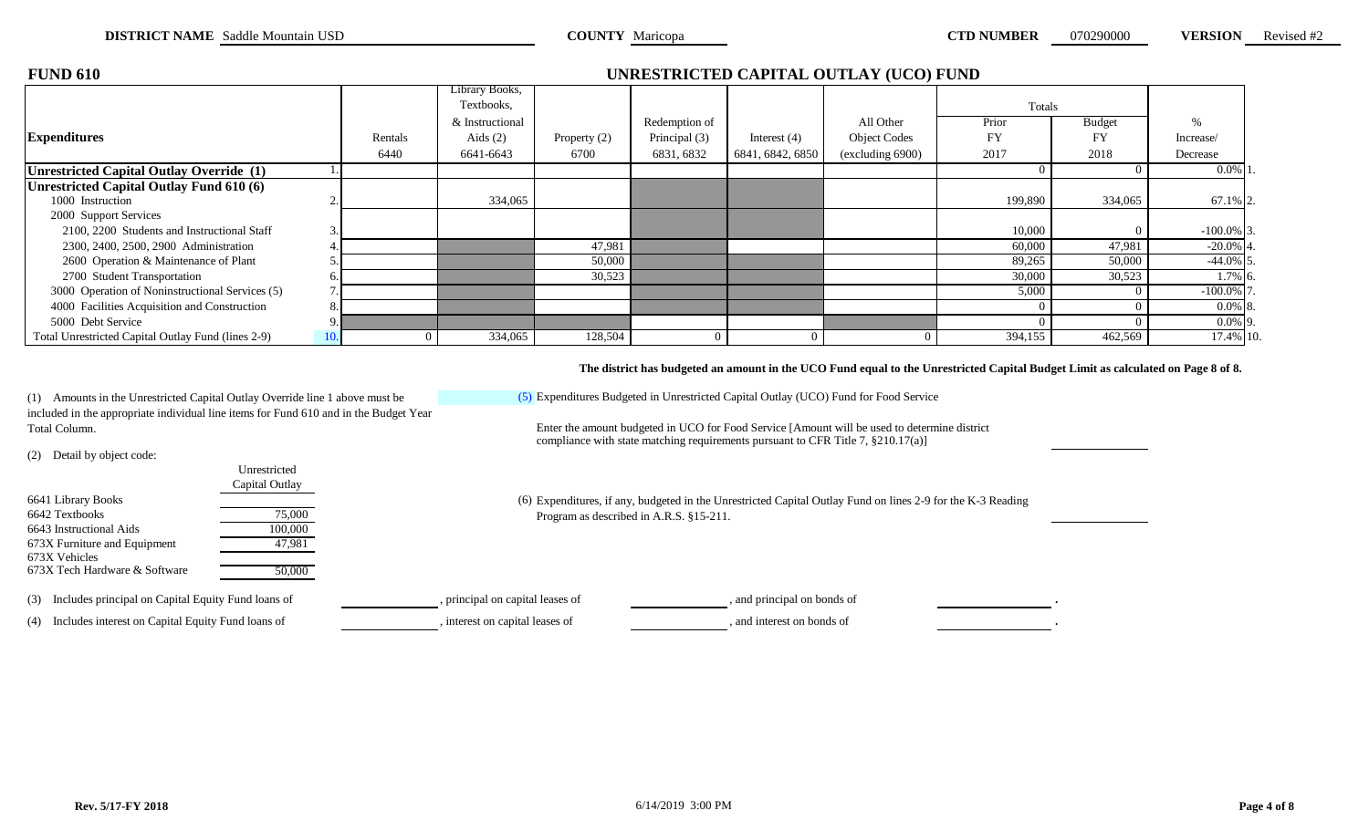**DISTRICT NAME** Saddle Mountain USD **COUNTY** Maricopa **CTD NUMBER** 070290000 **VERSION** Revised #2

## FUND 610

## UNRESTRICTED CAPITAL OUTLAY (UCO) FUND

| Expenditures | | Rentals 6440 | Library Books, Textbooks, & Instructional Aids (2) 6641-6643 | Property (2) 6700 | Redemption of Principal (3) 6831, 6832 | Interest (4) 6841, 6842, 6850 | All Other Object Codes (excluding 6900) | Totals Prior FY 2017 | Totals Budget FY 2018 | % Increase/ Decrease | |
|---|---|---|---|---|---|---|---|---|---|---|---|
| **Unrestricted Capital Outlay Override (1)** | 1. | | | | | | | 0 | 0 | 0.0% | 1. |
| **Unrestricted Capital Outlay Fund 610 (6)** | | | | | | | | | | | |
| 1000 Instruction | 2. | | 334,065 | | | | | 199,890 | 334,065 | 67.1% | 2. |
| 2000 Support Services | | | | | | | | | | | |
| 2100, 2200 Students and Instructional Staff | 3. | | | | | | | 10,000 | 0 | -100.0% | 3. |
| 2300, 2400, 2500, 2900 Administration | 4. | | | 47,981 | | | | 60,000 | 47,981 | -20.0% | 4. |
| 2600 Operation & Maintenance of Plant | 5. | | | 50,000 | | | | 89,265 | 50,000 | -44.0% | 5. |
| 2700 Student Transportation | 6. | | | 30,523 | | | | 30,000 | 30,523 | 1.7% | 6. |
| 3000 Operation of Noninstructional Services (5) | 7. | | | | | | | 5,000 | 0 | -100.0% | 7. |
| 4000 Facilities Acquisition and Construction | 8. | | | | | | | 0 | 0 | 0.0% | 8. |
| 5000 Debt Service | 9. | | | | | | | 0 | 0 | 0.0% | 9. |
| Total Unrestricted Capital Outlay Fund (lines 2-9) | 10. | 0 | 334,065 | 128,504 | 0 | 0 | 0 | 394,155 | 462,569 | 17.4% | 10. |

**The district has budgeted an amount in the UCO Fund equal to the Unrestricted Capital Budget Limit as calculated on Page 8 of 8.**

(1) Amounts in the Unrestricted Capital Outlay Override line 1 above must be included in the appropriate individual line items for Fund 610 and in the Budget Year Total Column.

(2) Detail by object code:

| | Unrestricted Capital Outlay |
|---|---|
| 6641 Library Books | |
| 6642 Textbooks | 75,000 |
| 6643 Instructional Aids | 100,000 |
| 673X Furniture and Equipment | 47,981 |
| 673X Vehicles | |
| 673X Tech Hardware & Software | 50,000 |

(3) Includes principal on Capital Equity Fund loans of \_\_\_\_\_\_, principal on capital leases of \_\_\_\_\_\_, and principal on bonds of \_\_\_\_\_\_.

(4) Includes interest on Capital Equity Fund loans of \_\_\_\_\_\_, interest on capital leases of \_\_\_\_\_\_, and interest on bonds of \_\_\_\_\_\_.

(5) Expenditures Budgeted in Unrestricted Capital Outlay (UCO) Fund for Food Service

Enter the amount budgeted in UCO for Food Service [Amount will be used to determine district compliance with state matching requirements pursuant to CFR Title 7, §210.17(a)] \_\_\_\_\_\_

(6) Expenditures, if any, budgeted in the Unrestricted Capital Outlay Fund on lines 2-9 for the K-3 Reading Program as described in A.R.S. §15-211. \_\_\_\_\_\_

Rev. 5/17-FY 2018 6/14/2019 3:00 PM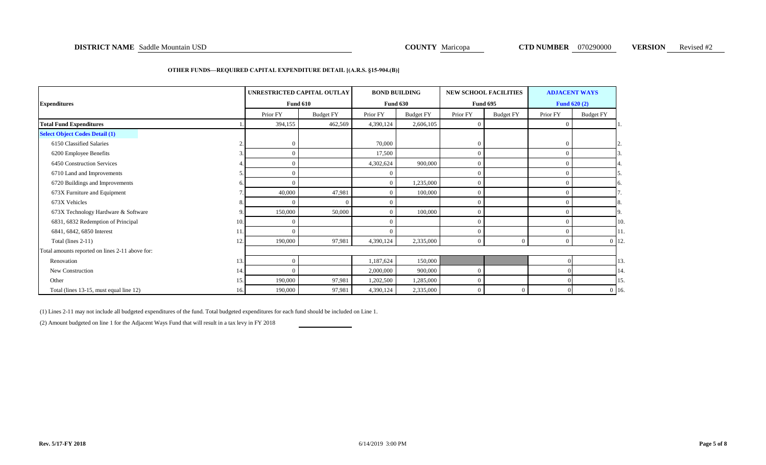**DISTRICT NAME** Saddle Mountain USD **COUNTY** Maricopa **CTD NUMBER** 070290000 **VERSION** Revised #2

**OTHER FUNDS—REQUIRED CAPITAL EXPENDITURE DETAIL [(A.R.S. §15-904.(B)]**

| Expenditures | | UNRESTRICTED CAPITAL OUTLAY Fund 610 | | BOND BUILDING Fund 630 | | NEW SCHOOL FACILITIES Fund 695 | | ADJACENT WAYS Fund 620 (2) | | |
|---|---|---|---|---|---|---|---|---|---|---|
| | | Prior FY | Budget FY | Prior FY | Budget FY | Prior FY | Budget FY | Prior FY | Budget FY | |
| **Total Fund Expenditures** | 1. | 394,155 | 462,569 | 4,390,124 | 2,606,105 | 0 | | 0 | | 1. |
| **Select Object Codes Detail (1)** | | | | | | | | | | |
| 6150 Classified Salaries | 2. | 0 | | 70,000 | | 0 | | 0 | | 2. |
| 6200 Employee Benefits | 3. | 0 | | 17,500 | | 0 | | 0 | | 3. |
| 6450 Construction Services | 4. | 0 | | 4,302,624 | 900,000 | 0 | | 0 | | 4. |
| 6710 Land and Improvements | 5. | 0 | | 0 | | 0 | | 0 | | 5. |
| 6720 Buildings and Improvements | 6. | 0 | | 0 | 1,235,000 | 0 | | 0 | | 6. |
| 673X Furniture and Equipment | 7. | 40,000 | 47,981 | 0 | 100,000 | 0 | | 0 | | 7. |
| 673X Vehicles | 8. | 0 | 0 | 0 | | 0 | | 0 | | 8. |
| 673X Technology Hardware & Software | 9. | 150,000 | 50,000 | 0 | 100,000 | 0 | | 0 | | 9. |
| 6831, 6832 Redemption of Principal | 10. | 0 | | 0 | | 0 | | 0 | | 10. |
| 6841, 6842, 6850 Interest | 11. | 0 | | 0 | | 0 | | 0 | | 11. |
| Total (lines 2-11) | 12. | 190,000 | 97,981 | 4,390,124 | 2,335,000 | 0 | 0 | 0 | 0 | 12. |
| Total amounts reported on lines 2-11 above for: | | | | | | | | | | |
| Renovation | 13. | 0 | | 1,187,624 | 150,000 | | | 0 | | 13. |
| New Construction | 14. | 0 | | 2,000,000 | 900,000 | 0 | | 0 | | 14. |
| Other | 15. | 190,000 | 97,981 | 1,202,500 | 1,285,000 | 0 | | 0 | | 15. |
| Total (lines 13-15, must equal line 12) | 16. | 190,000 | 97,981 | 4,390,124 | 2,335,000 | 0 | 0 | 0 | 0 | 16. |

(1) Lines 2-11 may not include all budgeted expenditures of the fund. Total budgeted expenditures for each fund should be included on Line 1.

(2) Amount budgeted on line 1 for the Adjacent Ways Fund that will result in a tax levy in FY 2018 \_\_\_\_\_\_\_\_\_\_

Rev. 5/17-FY 2018 6/14/2019 3:00 PM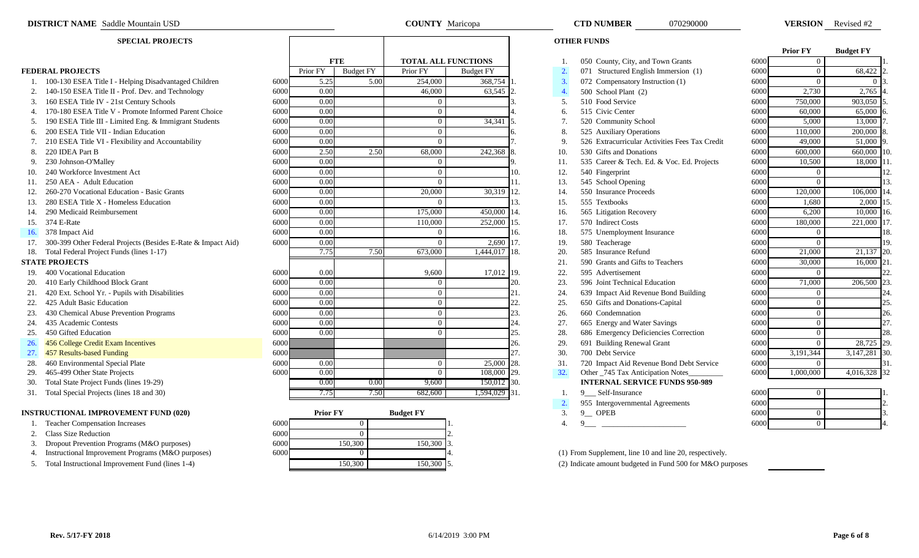**DISTRICT NAME** Saddle Mountain USD **COUNTY** Maricopa **CTD NUMBER** 070290000 **VERSION** Revised #2

## SPECIAL PROJECTS

| | | | FTE | | TOTAL ALL FUNCTIONS | | |
|---|---|---|---|---|---|---|---|
| | | | Prior FY | Budget FY | Prior FY | Budget FY | |
| **FEDERAL PROJECTS** | | | | | | | |
| 1. | 100-130 ESEA Title I - Helping Disadvantaged Children | 6000 | 5.25 | 5.00 | 254,000 | 368,754 | 1. |
| 2. | 140-150 ESEA Title II - Prof. Dev. and Technology | 6000 | 0.00 | | 46,000 | 63,545 | 2. |
| 3. | 160 ESEA Title IV - 21st Century Schools | 6000 | 0.00 | | 0 | | 3. |
| 4. | 170-180 ESEA Title V - Promote Informed Parent Choice | 6000 | 0.00 | | 0 | | 4. |
| 5. | 190 ESEA Title III - Limited Eng. & Immigrant Students | 6000 | 0.00 | | 0 | 34,341 | 5. |
| 6. | 200 ESEA Title VII - Indian Education | 6000 | 0.00 | | 0 | | 6. |
| 7. | 210 ESEA Title VI - Flexibility and Accountability | 6000 | 0.00 | | 0 | | 7. |
| 8. | 220 IDEA Part B | 6000 | 2.50 | 2.50 | 68,000 | 242,368 | 8. |
| 9. | 230 Johnson-O'Malley | 6000 | 0.00 | | 0 | | 9. |
| 10. | 240 Workforce Investment Act | 6000 | 0.00 | | 0 | | 10. |
| 11. | 250 AEA - Adult Education | 6000 | 0.00 | | 0 | | 11. |
| 12. | 260-270 Vocational Education - Basic Grants | 6000 | 0.00 | | 20,000 | 30,319 | 12. |
| 13. | 280 ESEA Title X - Homeless Education | 6000 | 0.00 | | 0 | | 13. |
| 14. | 290 Medicaid Reimbursement | 6000 | 0.00 | | 175,000 | 450,000 | 14. |
| 15. | 374 E-Rate | 6000 | 0.00 | | 110,000 | 252,000 | 15. |
| 16. | 378 Impact Aid | 6000 | 0.00 | | 0 | | 16. |
| 17. | 300-399 Other Federal Projects (Besides E-Rate & Impact Aid) | 6000 | 0.00 | | 0 | 2,690 | 17. |
| 18. | Total Federal Project Funds (lines 1-17) | | 7.75 | 7.50 | 673,000 | 1,444,017 | 18. |
| **STATE PROJECTS** | | | | | | | |
| 19. | 400 Vocational Education | 6000 | 0.00 | | 9,600 | 17,012 | 19. |
| 20. | 410 Early Childhood Block Grant | 6000 | 0.00 | | 0 | | 20. |
| 21. | 420 Ext. School Yr. - Pupils with Disabilities | 6000 | 0.00 | | 0 | | 21. |
| 22. | 425 Adult Basic Education | 6000 | 0.00 | | 0 | | 22. |
| 23. | 430 Chemical Abuse Prevention Programs | 6000 | 0.00 | | 0 | | 23. |
| 24. | 435 Academic Contests | 6000 | 0.00 | | 0 | | 24. |
| 25. | 450 Gifted Education | 6000 | 0.00 | | 0 | | 25. |
| 26. | 456 College Credit Exam Incentives | 6000 | | | | | 26. |
| 27. | 457 Results-based Funding | 6000 | | | | | 27. |
| 28. | 460 Environmental Special Plate | 6000 | 0.00 | | 0 | 25,000 | 28. |
| 29. | 465-499 Other State Projects | 6000 | 0.00 | | 0 | 108,000 | 29. |
| 30. | Total State Project Funds (lines 19-29) | | 0.00 | 0.00 | 9,600 | 150,012 | 30. |
| 31. | Total Special Projects (lines 18 and 30) | | 7.75 | 7.50 | 682,600 | 1,594,029 | 31. |

## INSTRUCTIONAL IMPROVEMENT FUND (020)

| | | | Prior FY | Budget FY | |
|---|---|---|---|---|---|
| 1. | Teacher Compensation Increases | 6000 | 0 | | 1. |
| 2. | Class Size Reduction | 6000 | 0 | | 2. |
| 3. | Dropout Prevention Programs (M&O purposes) | 6000 | 150,300 | 150,300 | 3. |
| 4. | Instructional Improvement Programs (M&O purposes) | 6000 | 0 | | 4. |
| 5. | Total Instructional Improvement Fund (lines 1-4) | | 150,300 | 150,300 | 5. |

## OTHER FUNDS

| | | | Prior FY | Budget FY | |
|---|---|---|---|---|---|
| 1. | 050 County, City, and Town Grants | 6000 | 0 | | 1. |
| 2. | 071 Structured English Immersion (1) | 6000 | 0 | 68,422 | 2. |
| 3. | 072 Compensatory Instruction (1) | 6000 | 0 | 0 | 3. |
| 4. | 500 School Plant (2) | 6000 | 2,730 | 2,765 | 4. |
| 5. | 510 Food Service | 6000 | 750,000 | 903,050 | 5. |
| 6. | 515 Civic Center | 6000 | 60,000 | 65,000 | 6. |
| 7. | 520 Community School | 6000 | 5,000 | 13,000 | 7. |
| 8. | 525 Auxiliary Operations | 6000 | 110,000 | 200,000 | 8. |
| 9. | 526 Extracurricular Activities Fees Tax Credit | 6000 | 49,000 | 51,000 | 9. |
| 10. | 530 Gifts and Donations | 6000 | 600,000 | 660,000 | 10. |
| 11. | 535 Career & Tech. Ed. & Voc. Ed. Projects | 6000 | 10,500 | 18,000 | 11. |
| 12. | 540 Fingerprint | 6000 | 0 | | 12. |
| 13. | 545 School Opening | 6000 | 0 | | 13. |
| 14. | 550 Insurance Proceeds | 6000 | 120,000 | 106,000 | 14. |
| 15. | 555 Textbooks | 6000 | 1,680 | 2,000 | 15. |
| 16. | 565 Litigation Recovery | 6000 | 6,200 | 10,000 | 16. |
| 17. | 570 Indirect Costs | 6000 | 180,000 | 221,000 | 17. |
| 18. | 575 Unemployment Insurance | 6000 | 0 | | 18. |
| 19. | 580 Teacherage | 6000 | 0 | | 19. |
| 20. | 585 Insurance Refund | 6000 | 21,000 | 21,137 | 20. |
| 21. | 590 Grants and Gifts to Teachers | 6000 | 30,000 | 16,000 | 21. |
| 22. | 595 Advertisement | 6000 | 0 | | 22. |
| 23. | 596 Joint Technical Education | 6000 | 71,000 | 206,500 | 23. |
| 24. | 639 Impact Aid Revenue Bond Building | 6000 | 0 | | 24. |
| 25. | 650 Gifts and Donations-Capital | 6000 | 0 | | 25. |
| 26. | 660 Condemnation | 6000 | 0 | | 26. |
| 27. | 665 Energy and Water Savings | 6000 | 0 | | 27. |
| 28. | 686 Emergency Deficiencies Correction | 6000 | 0 | | 28. |
| 29. | 691 Building Renewal Grant | 6000 | 0 | 28,725 | 29. |
| 30. | 700 Debt Service | 6000 | 3,191,344 | 3,147,281 | 30. |
| 31. | 720 Impact Aid Revenue Bond Debt Service | 6000 | 0 | | 31. |
| 32. | Other _745 Tax Anticipation Notes_________ | 6000 | 1,000,000 | 4,016,328 | 32 |
| | **INTERNAL SERVICE FUNDS 950-989** | | | | |
| 1. | 9___ Self-Insurance | 6000 | 0 | | 1. |
| 2. | 955 Intergovernmental Agreements | 6000 | | | 2. |
| 3. | 9__ OPEB | 6000 | 0 | | 3. |
| 4. | 9___ ____________________ | 6000 | 0 | | 4. |

(1) From Supplement, line 10 and line 20, respectively.

(2) Indicate amount budgeted in Fund 500 for M&O purposes ____________

Rev. 5/17-FY 2018 6/14/2019 3:00 PM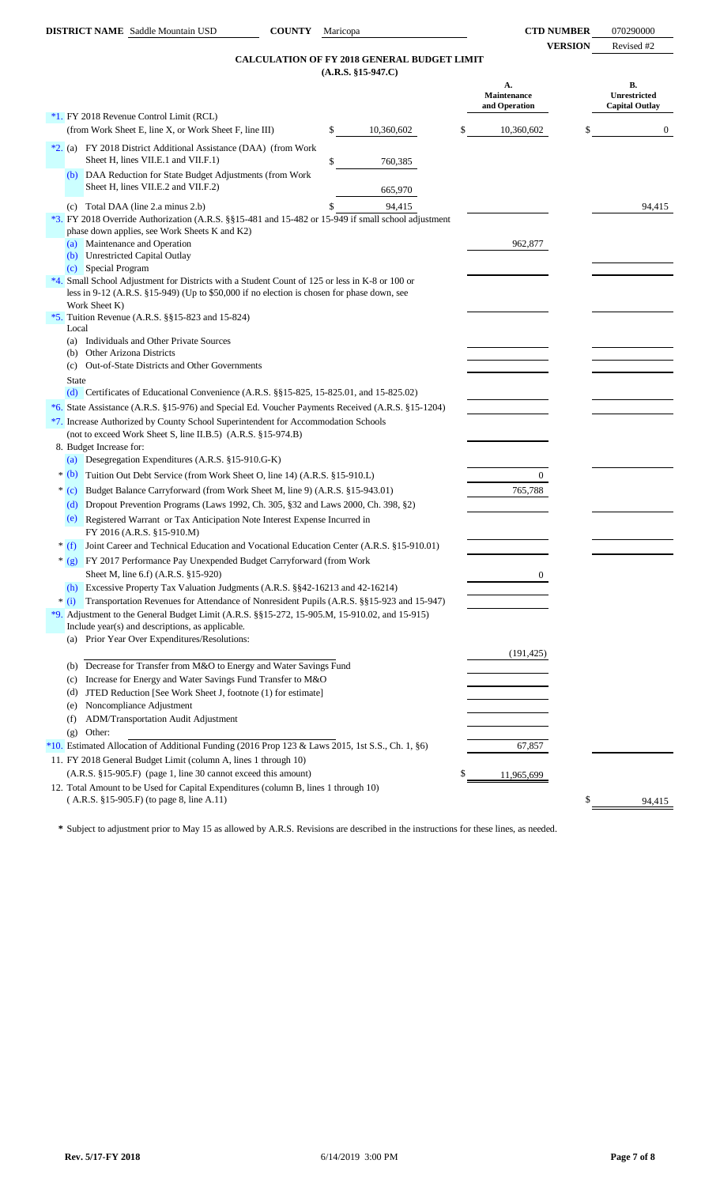**DISTRICT NAME** Saddle Mountain USD **COUNTY** Maricopa **CTD NUMBER** 070290000

**VERSION** Revised #2

## CALCULATION OF FY 2018 GENERAL BUDGET LIMIT
(A.R.S. §15-947.C)

| | | A. Maintenance and Operation | B. Unrestricted Capital Outlay |
|---|---|---|---|
| *1. FY 2018 Revenue Control Limit (RCL) (from Work Sheet E, line X, or Work Sheet F, line III) | $ 10,360,602 | $ 10,360,602 | $ 0 |
| *2. (a) FY 2018 District Additional Assistance (DAA) (from Work Sheet H, lines VII.E.1 and VII.F.1) | $ 760,385 | | |
| (b) DAA Reduction for State Budget Adjustments (from Work Sheet H, lines VII.E.2 and VII.F.2) | 665,970 | | |
| (c) Total DAA (line 2.a minus 2.b) | $ 94,415 | | 94,415 |
| *3. FY 2018 Override Authorization (A.R.S. §§15-481 and 15-482 or 15-949 if small school adjustment phase down applies, see Work Sheets K and K2) | | | |
| (a) Maintenance and Operation | | 962,877 | |
| (b) Unrestricted Capital Outlay | | | |
| (c) Special Program | | | |
| *4. Small School Adjustment for Districts with a Student Count of 125 or less in K-8 or 100 or less in 9-12 (A.R.S. §15-949) (Up to $50,000 if no election is chosen for phase down, see Work Sheet K) | | | |
| *5. Tuition Revenue (A.R.S. §§15-823 and 15-824) | | | |
| Local | | | |
| (a) Individuals and Other Private Sources | | | |
| (b) Other Arizona Districts | | | |
| (c) Out-of-State Districts and Other Governments | | | |
| State | | | |
| (d) Certificates of Educational Convenience (A.R.S. §§15-825, 15-825.01, and 15-825.02) | | | |
| *6. State Assistance (A.R.S. §15-976) and Special Ed. Voucher Payments Received (A.R.S. §15-1204) | | | |
| *7. Increase Authorized by County School Superintendent for Accommodation Schools (not to exceed Work Sheet S, line II.B.5) (A.R.S. §15-974.B) | | | |
| 8. Budget Increase for: | | | |
| (a) Desegregation Expenditures (A.R.S. §15-910.G-K) | | | |
| * (b) Tuition Out Debt Service (from Work Sheet O, line 14) (A.R.S. §15-910.L) | | 0 | |
| * (c) Budget Balance Carryforward (from Work Sheet M, line 9) (A.R.S. §15-943.01) | | 765,788 | |
| (d) Dropout Prevention Programs (Laws 1992, Ch. 305, §32 and Laws 2000, Ch. 398, §2) | | | |
| (e) Registered Warrant or Tax Anticipation Note Interest Expense Incurred in FY 2016 (A.R.S. §15-910.M) | | | |
| * (f) Joint Career and Technical Education and Vocational Education Center (A.R.S. §15-910.01) | | | |
| * (g) FY 2017 Performance Pay Unexpended Budget Carryforward (from Work Sheet M, line 6.f) (A.R.S. §15-920) | | 0 | |
| (h) Excessive Property Tax Valuation Judgments (A.R.S. §§42-16213 and 42-16214) | | | |
| * (i) Transportation Revenues for Attendance of Nonresident Pupils (A.R.S. §§15-923 and 15-947) | | | |
| *9. Adjustment to the General Budget Limit (A.R.S. §§15-272, 15-905.M, 15-910.02, and 15-915) Include year(s) and descriptions, as applicable. | | | |
| (a) Prior Year Over Expenditures/Resolutions: | | (191,425) | |
| (b) Decrease for Transfer from M&O to Energy and Water Savings Fund | | | |
| (c) Increase for Energy and Water Savings Fund Transfer to M&O | | | |
| (d) JTED Reduction [See Work Sheet J, footnote (1) for estimate] | | | |
| (e) Noncompliance Adjustment | | | |
| (f) ADM/Transportation Audit Adjustment | | | |
| (g) Other: | | | |
| *10. Estimated Allocation of Additional Funding (2016 Prop 123 & Laws 2015, 1st S.S., Ch. 1, §6) | | 67,857 | |
| 11. FY 2018 General Budget Limit (column A, lines 1 through 10) (A.R.S. §15-905.F) (page 1, line 30 cannot exceed this amount) | | $ 11,965,699 | |
| 12. Total Amount to be Used for Capital Expenditures (column B, lines 1 through 10) ( A.R.S. §15-905.F) (to page 8, line A.11) | | | $ 94,415 |

\* Subject to adjustment prior to May 15 as allowed by A.R.S. Revisions are described in the instructions for these lines, as needed.

Rev. 5/17-FY 2018 6/14/2019 3:00 PM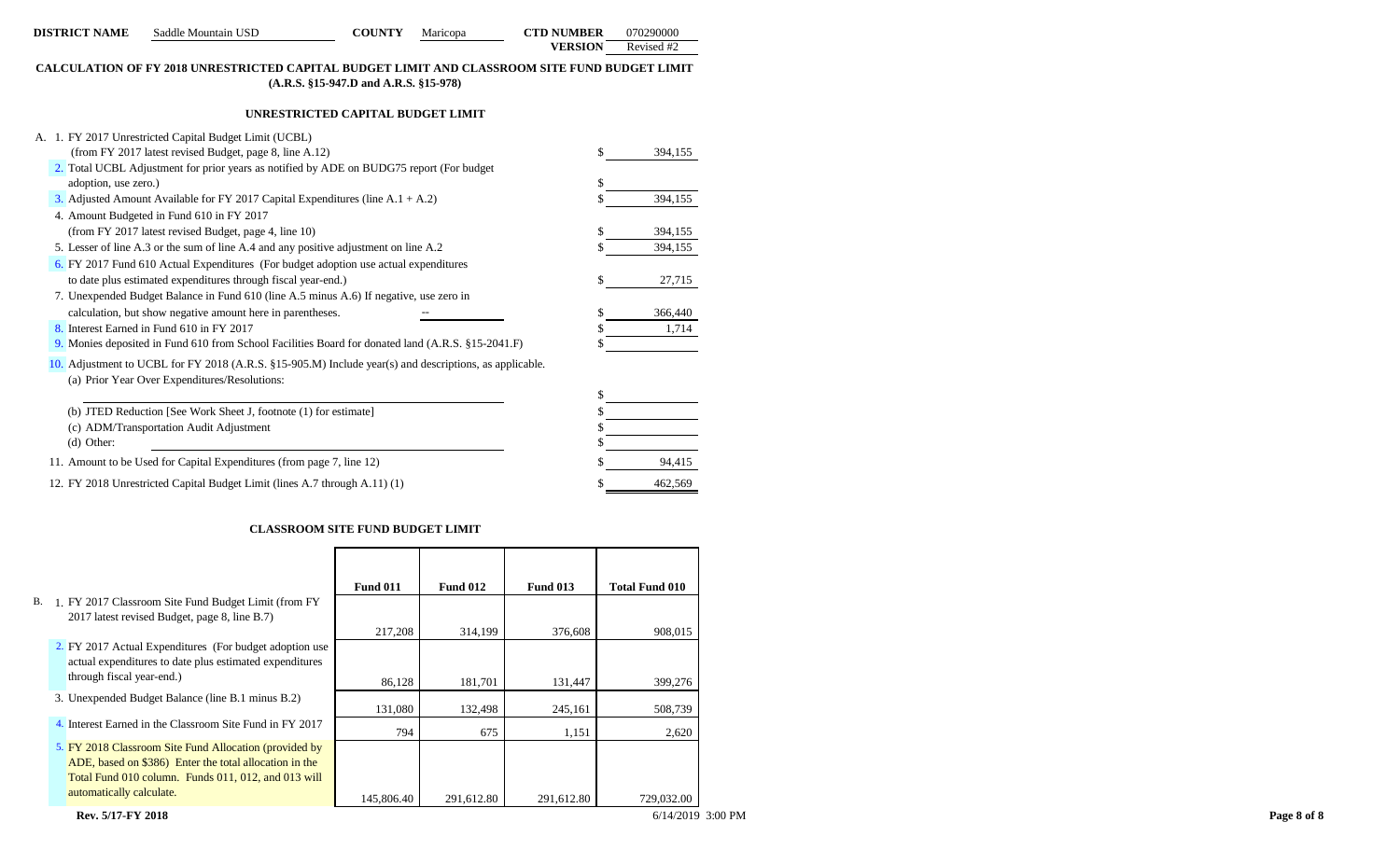**DISTRICT NAME** Saddle Mountain USD **COUNTY** Maricopa **CTD NUMBER** 070290000
**VERSION** Revised #2

## CALCULATION OF FY 2018 UNRESTRICTED CAPITAL BUDGET LIMIT AND CLASSROOM SITE FUND BUDGET LIMIT (A.R.S. §15-947.D and A.R.S. §15-978)

### UNRESTRICTED CAPITAL BUDGET LIMIT

| | | |
|---|---|---|
| A. 1. FY 2017 Unrestricted Capital Budget Limit (UCBL) (from FY 2017 latest revised Budget, page 8, line A.12) | $ | 394,155 |
| 2. Total UCBL Adjustment for prior years as notified by ADE on BUDG75 report (For budget adoption, use zero.) | $ | |
| 3. Adjusted Amount Available for FY 2017 Capital Expenditures (line A.1 + A.2) | $ | 394,155 |
| 4. Amount Budgeted in Fund 610 in FY 2017 (from FY 2017 latest revised Budget, page 4, line 10) | $ | 394,155 |
| 5. Lesser of line A.3 or the sum of line A.4 and any positive adjustment on line A.2 | $ | 394,155 |
| 6. FY 2017 Fund 610 Actual Expenditures (For budget adoption use actual expenditures to date plus estimated expenditures through fiscal year-end.) | $ | 27,715 |
| 7. Unexpended Budget Balance in Fund 610 (line A.5 minus A.6) If negative, use zero in calculation, but show negative amount here in parentheses. -- | $ | 366,440 |
| 8. Interest Earned in Fund 610 in FY 2017 | $ | 1,714 |
| 9. Monies deposited in Fund 610 from School Facilities Board for donated land (A.R.S. §15-2041.F) | $ | |
| 10. Adjustment to UCBL for FY 2018 (A.R.S. §15-905.M) Include year(s) and descriptions, as applicable. | | |
| (a) Prior Year Over Expenditures/Resolutions: | $ | |
| (b) JTED Reduction [See Work Sheet J, footnote (1) for estimate] | $ | |
| (c) ADM/Transportation Audit Adjustment | $ | |
| (d) Other: | $ | |
| 11. Amount to be Used for Capital Expenditures (from page 7, line 12) | $ | 94,415 |
| 12. FY 2018 Unrestricted Capital Budget Limit (lines A.7 through A.11) (1) | $ | 462,569 |

### CLASSROOM SITE FUND BUDGET LIMIT

| | Fund 011 | Fund 012 | Fund 013 | Total Fund 010 |
|---|---|---|---|---|
| B. 1. FY 2017 Classroom Site Fund Budget Limit (from FY 2017 latest revised Budget, page 8, line B.7) | 217,208 | 314,199 | 376,608 | 908,015 |
| 2. FY 2017 Actual Expenditures (For budget adoption use actual expenditures to date plus estimated expenditures through fiscal year-end.) | 86,128 | 181,701 | 131,447 | 399,276 |
| 3. Unexpended Budget Balance (line B.1 minus B.2) | 131,080 | 132,498 | 245,161 | 508,739 |
| 4. Interest Earned in the Classroom Site Fund in FY 2017 | 794 | 675 | 1,151 | 2,620 |
| 5. FY 2018 Classroom Site Fund Allocation (provided by ADE, based on $386) Enter the total allocation in the Total Fund 010 column. Funds 011, 012, and 013 will automatically calculate. | 145,806.40 | 291,612.80 | 291,612.80 | 729,032.00 |

Rev. 5/17-FY 2018 6/14/2019 3:00 PM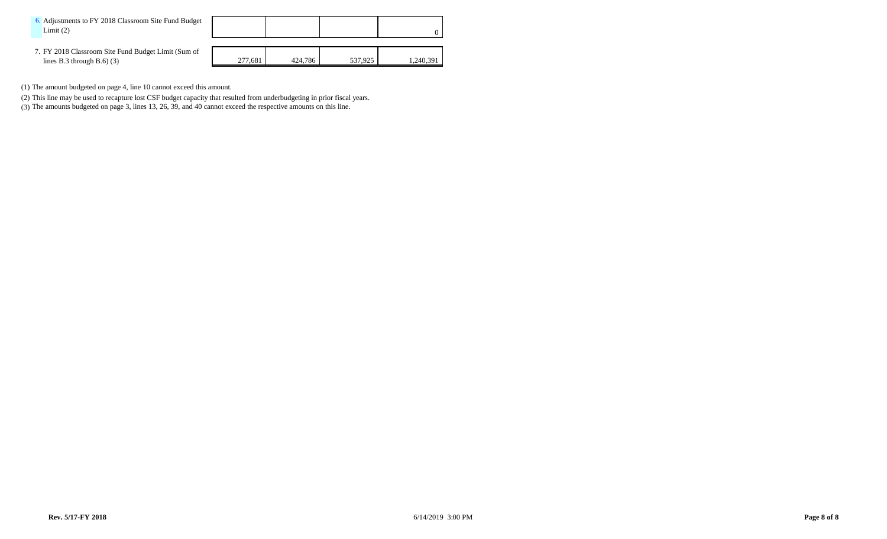| | | | | |
|---|---|---|---|---|
| 6. Adjustments to FY 2018 Classroom Site Fund Budget Limit (2) | | | | 0 |
| 7. FY 2018 Classroom Site Fund Budget Limit (Sum of lines B.3 through B.6) (3) | 277,681 | 424,786 | 537,925 | 1,240,391 |

(1) The amount budgeted on page 4, line 10 cannot exceed this amount.

(2) This line may be used to recapture lost CSF budget capacity that resulted from underbudgeting in prior fiscal years.

(3) The amounts budgeted on page 3, lines 13, 26, 39, and 40 cannot exceed the respective amounts on this line.

**Rev. 5/17-FY 2018** 6/14/2019 3:00 PM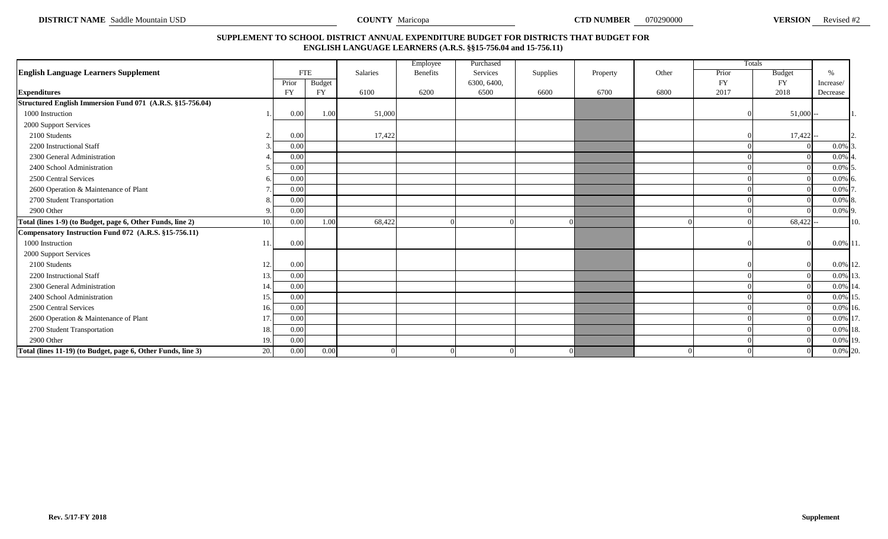**DISTRICT NAME** Saddle Mountain USD **COUNTY** Maricopa **CTD NUMBER** 070290000 **VERSION** Revised #2

## SUPPLEMENT TO SCHOOL DISTRICT ANNUAL EXPENDITURE BUDGET FOR DISTRICTS THAT BUDGET FOR ENGLISH LANGUAGE LEARNERS (A.R.S. §§15-756.04 and 15-756.11)

| English Language Learners Supplement | | FTE | | Salaries | Employee Benefits | Purchased Services | Supplies | Property | Other | Totals | | % | |
|---|---|---|---|---|---|---|---|---|---|---|---|---|---|
| | | Prior | Budget | | | 6300, 6400, | | | | Prior | Budget | Increase/ | |
| **Expenditures** | | FY | FY | 6100 | 6200 | 6500 | 6600 | 6700 | 6800 | FY 2017 | FY 2018 | Decrease | |
| **Structured English Immersion Fund 071 (A.R.S. §15-756.04)** | | | | | | | | | | | | | |
| 1000 Instruction | 1. | 0.00 | 1.00 | 51,000 | | | | | | 0 | 51,000 | -- | 1. |
| 2000 Support Services | | | | | | | | | | | | | |
| 2100 Students | 2. | 0.00 | | 17,422 | | | | | | 0 | 17,422 | -- | 2. |
| 2200 Instructional Staff | 3. | 0.00 | | | | | | | | 0 | 0 | 0.0% | 3. |
| 2300 General Administration | 4. | 0.00 | | | | | | | | 0 | 0 | 0.0% | 4. |
| 2400 School Administration | 5. | 0.00 | | | | | | | | 0 | 0 | 0.0% | 5. |
| 2500 Central Services | 6. | 0.00 | | | | | | | | 0 | 0 | 0.0% | 6. |
| 2600 Operation & Maintenance of Plant | 7. | 0.00 | | | | | | | | 0 | 0 | 0.0% | 7. |
| 2700 Student Transportation | 8. | 0.00 | | | | | | | | 0 | 0 | 0.0% | 8. |
| 2900 Other | 9. | 0.00 | | | | | | | | 0 | 0 | 0.0% | 9. |
| **Total (lines 1-9) (to Budget, page 6, Other Funds, line 2)** | 10. | 0.00 | 1.00 | 68,422 | 0 | 0 | 0 | | 0 | 0 | 68,422 | -- | 10. |
| **Compensatory Instruction Fund 072 (A.R.S. §15-756.11)** | | | | | | | | | | | | | |
| 1000 Instruction | 11. | 0.00 | | | | | | | | 0 | 0 | 0.0% | 11. |
| 2000 Support Services | | | | | | | | | | | | | |
| 2100 Students | 12. | 0.00 | | | | | | | | 0 | 0 | 0.0% | 12. |
| 2200 Instructional Staff | 13. | 0.00 | | | | | | | | 0 | 0 | 0.0% | 13. |
| 2300 General Administration | 14. | 0.00 | | | | | | | | 0 | 0 | 0.0% | 14. |
| 2400 School Administration | 15. | 0.00 | | | | | | | | 0 | 0 | 0.0% | 15. |
| 2500 Central Services | 16. | 0.00 | | | | | | | | 0 | 0 | 0.0% | 16. |
| 2600 Operation & Maintenance of Plant | 17. | 0.00 | | | | | | | | 0 | 0 | 0.0% | 17. |
| 2700 Student Transportation | 18. | 0.00 | | | | | | | | 0 | 0 | 0.0% | 18. |
| 2900 Other | 19. | 0.00 | | | | | | | | 0 | 0 | 0.0% | 19. |
| **Total (lines 11-19) (to Budget, page 6, Other Funds, line 3)** | 20. | 0.00 | 0.00 | 0 | 0 | 0 | 0 | | 0 | 0 | 0 | 0.0% | 20. |

**Rev. 5/17-FY 2018** **Supplement**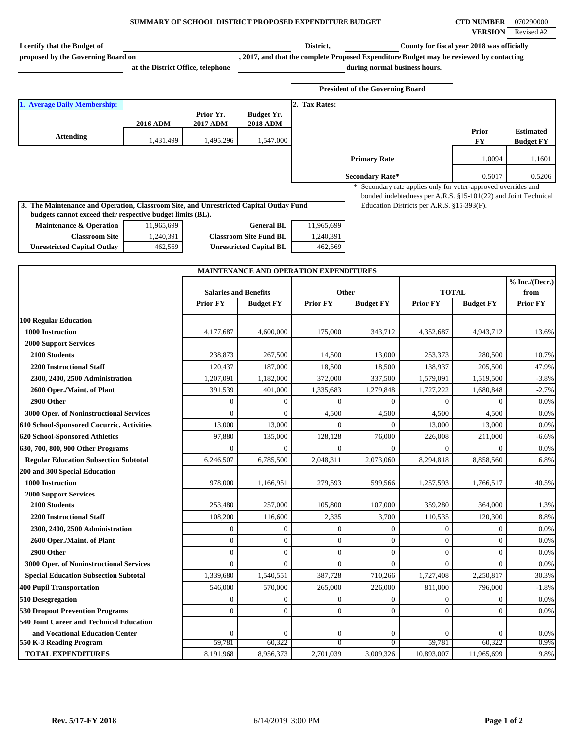## SUMMARY OF SCHOOL DISTRICT PROPOSED EXPENDITURE BUDGET

**CTD NUMBER** 070290000
**VERSION** Revised #2

I certify that the Budget of ____________ District, ____________ County for fiscal year 2018 was officially proposed by the Governing Board on ____________, 2017, and that the complete Proposed Expenditure Budget may be reviewed by contacting ____________ at the District Office, telephone ____________ during normal business hours.

____________
**President of the Governing Board**

**1. Average Daily Membership:**

| | 2016 ADM | Prior Yr. 2017 ADM | Budget Yr. 2018 ADM |
|---|---|---|---|
| Attending | 1,431.499 | 1,495.296 | 1,547.000 |

**2. Tax Rates:**

| | Prior FY | Estimated Budget FY |
|---|---|---|
| Primary Rate | 1.0094 | 1.1601 |
| Secondary Rate* | 0.5017 | 0.5206 |

\* Secondary rate applies only for voter-approved overrides and bonded indebtedness per A.R.S. §15-101(22) and Joint Technical Education Districts per A.R.S. §15-393(F).

**3. The Maintenance and Operation, Classroom Site, and Unrestricted Capital Outlay Fund budgets cannot exceed their respective budget limits (BL).**

| | | | |
|---|---|---|---|
| Maintenance & Operation | 11,965,699 | General BL | 11,965,699 |
| Classroom Site | 1,240,391 | Classroom Site Fund BL | 1,240,391 |
| Unrestricted Capital Outlay | 462,569 | Unrestricted Capital BL | 462,569 |

**MAINTENANCE AND OPERATION EXPENDITURES**

| | Salaries and Benefits | | Other | | TOTAL | | % Inc./(Decr.) from |
|---|---|---|---|---|---|---|---|
| | Prior FY | Budget FY | Prior FY | Budget FY | Prior FY | Budget FY | Prior FY |
| **100 Regular Education** | | | | | | | |
| 1000 Instruction | 4,177,687 | 4,600,000 | 175,000 | 343,712 | 4,352,687 | 4,943,712 | 13.6% |
| 2000 Support Services | | | | | | | |
| 2100 Students | 238,873 | 267,500 | 14,500 | 13,000 | 253,373 | 280,500 | 10.7% |
| 2200 Instructional Staff | 120,437 | 187,000 | 18,500 | 18,500 | 138,937 | 205,500 | 47.9% |
| 2300, 2400, 2500 Administration | 1,207,091 | 1,182,000 | 372,000 | 337,500 | 1,579,091 | 1,519,500 | -3.8% |
| 2600 Oper./Maint. of Plant | 391,539 | 401,000 | 1,335,683 | 1,279,848 | 1,727,222 | 1,680,848 | -2.7% |
| 2900 Other | 0 | 0 | 0 | 0 | 0 | 0 | 0.0% |
| 3000 Oper. of Noninstructional Services | 0 | 0 | 4,500 | 4,500 | 4,500 | 4,500 | 0.0% |
| 610 School-Sponsored Cocurric. Activities | 13,000 | 13,000 | 0 | 0 | 13,000 | 13,000 | 0.0% |
| 620 School-Sponsored Athletics | 97,880 | 135,000 | 128,128 | 76,000 | 226,008 | 211,000 | -6.6% |
| 630, 700, 800, 900 Other Programs | 0 | 0 | 0 | 0 | 0 | 0 | 0.0% |
| Regular Education Subsection Subtotal | 6,246,507 | 6,785,500 | 2,048,311 | 2,073,060 | 8,294,818 | 8,858,560 | 6.8% |
| **200 and 300 Special Education** | | | | | | | |
| 1000 Instruction | 978,000 | 1,166,951 | 279,593 | 599,566 | 1,257,593 | 1,766,517 | 40.5% |
| 2000 Support Services | | | | | | | |
| 2100 Students | 253,480 | 257,000 | 105,800 | 107,000 | 359,280 | 364,000 | 1.3% |
| 2200 Instructional Staff | 108,200 | 116,600 | 2,335 | 3,700 | 110,535 | 120,300 | 8.8% |
| 2300, 2400, 2500 Administration | 0 | 0 | 0 | 0 | 0 | 0 | 0.0% |
| 2600 Oper./Maint. of Plant | 0 | 0 | 0 | 0 | 0 | 0 | 0.0% |
| 2900 Other | 0 | 0 | 0 | 0 | 0 | 0 | 0.0% |
| 3000 Oper. of Noninstructional Services | 0 | 0 | 0 | 0 | 0 | 0 | 0.0% |
| Special Education Subsection Subtotal | 1,339,680 | 1,540,551 | 387,728 | 710,266 | 1,727,408 | 2,250,817 | 30.3% |
| **400 Pupil Transportation** | 546,000 | 570,000 | 265,000 | 226,000 | 811,000 | 796,000 | -1.8% |
| **510 Desegregation** | 0 | 0 | 0 | 0 | 0 | 0 | 0.0% |
| **530 Dropout Prevention Programs** | 0 | 0 | 0 | 0 | 0 | 0 | 0.0% |
| **540 Joint Career and Technical Education and Vocational Education Center** | 0 | 0 | 0 | 0 | 0 | 0 | 0.0% |
| **550 K-3 Reading Program** | 59,781 | 60,322 | 0 | 0 | 59,781 | 60,322 | 0.9% |
| **TOTAL EXPENDITURES** | 8,191,968 | 8,956,373 | 2,701,039 | 3,009,326 | 10,893,007 | 11,965,699 | 9.8% |

Rev. 5/17-FY 2018 6/14/2019 3:00 PM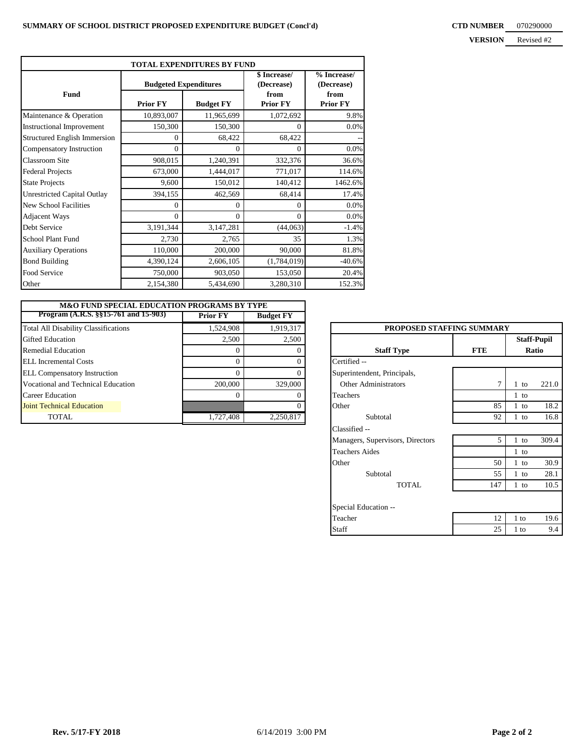**SUMMARY OF SCHOOL DISTRICT PROPOSED EXPENDITURE BUDGET (Concl'd)**

**CTD NUMBER** 070290000

**VERSION** Revised #2

| TOTAL EXPENDITURES BY FUND | | | | |
|---|---|---|---|---|
| Fund | Budgeted Expenditures | | \$ Increase/ (Decrease) from | % Increase/ (Decrease) from |
| | Prior FY | Budget FY | Prior FY | Prior FY |
| Maintenance & Operation | 10,893,007 | 11,965,699 | 1,072,692 | 9.8% |
| Instructional Improvement | 150,300 | 150,300 | 0 | 0.0% |
| Structured English Immersion | 0 | 68,422 | 68,422 | -- |
| Compensatory Instruction | 0 | 0 | 0 | 0.0% |
| Classroom Site | 908,015 | 1,240,391 | 332,376 | 36.6% |
| Federal Projects | 673,000 | 1,444,017 | 771,017 | 114.6% |
| State Projects | 9,600 | 150,012 | 140,412 | 1462.6% |
| Unrestricted Capital Outlay | 394,155 | 462,569 | 68,414 | 17.4% |
| New School Facilities | 0 | 0 | 0 | 0.0% |
| Adjacent Ways | 0 | 0 | 0 | 0.0% |
| Debt Service | 3,191,344 | 3,147,281 | (44,063) | -1.4% |
| School Plant Fund | 2,730 | 2,765 | 35 | 1.3% |
| Auxiliary Operations | 110,000 | 200,000 | 90,000 | 81.8% |
| Bond Building | 4,390,124 | 2,606,105 | (1,784,019) | -40.6% |
| Food Service | 750,000 | 903,050 | 153,050 | 20.4% |
| Other | 2,154,380 | 5,434,690 | 3,280,310 | 152.3% |

| M&O FUND SPECIAL EDUCATION PROGRAMS BY TYPE | | |
|---|---|---|
| Program (A.R.S. §§15-761 and 15-903) | Prior FY | Budget FY |
| Total All Disability Classifications | 1,524,908 | 1,919,317 |
| Gifted Education | 2,500 | 2,500 |
| Remedial Education | 0 | 0 |
| ELL Incremental Costs | 0 | 0 |
| ELL Compensatory Instruction | 0 | 0 |
| Vocational and Technical Education | 200,000 | 329,000 |
| Career Education | 0 | 0 |
| Joint Technical Education | | 0 |
| TOTAL | 1,727,408 | 2,250,817 |

| PROPOSED STAFFING SUMMARY | | |
|---|---|---|
| Staff Type | FTE | Staff-Pupil Ratio |
| Certified -- | | |
| Superintendent, Principals, Other Administrators | 7 | 1 to 221.0 |
| Teachers | | 1 to |
| Other | 85 | 1 to 18.2 |
| Subtotal | 92 | 1 to 16.8 |
| Classified -- | | |
| Managers, Supervisors, Directors | 5 | 1 to 309.4 |
| Teachers Aides | | 1 to |
| Other | 50 | 1 to 30.9 |
| Subtotal | 55 | 1 to 28.1 |
| TOTAL | 147 | 1 to 10.5 |
| Special Education -- | | |
| Teacher | 12 | 1 to 19.6 |
| Staff | 25 | 1 to 9.4 |

Rev. 5/17-FY 2018 6/14/2019 3:00 PM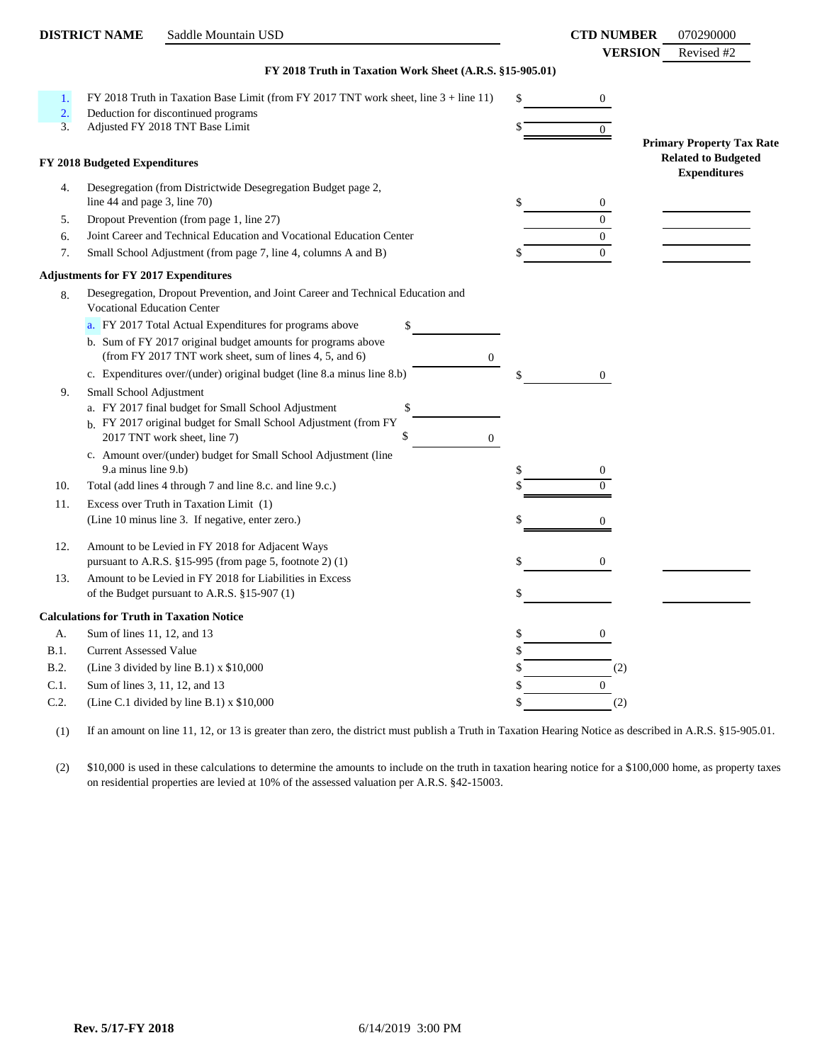**DISTRICT NAME** Saddle Mountain USD **CTD NUMBER** 070290000

**VERSION** Revised #2

### FY 2018 Truth in Taxation Work Sheet (A.R.S. §15-905.01)

| | | | Amount | Primary Property Tax Rate Related to Budgeted Expenditures |
|---|---|---|---|---|
| 1. | FY 2018 Truth in Taxation Base Limit (from FY 2017 TNT work sheet, line 3 + line 11) | | $ 0 | |
| 2. | Deduction for discontinued programs | | | |
| 3. | Adjusted FY 2018 TNT Base Limit | | $ 0 | |
| | **FY 2018 Budgeted Expenditures** | | | |
| 4. | Desegregation (from Districtwide Desegregation Budget page 2, line 44 and page 3, line 70) | | $ 0 | |
| 5. | Dropout Prevention (from page 1, line 27) | | 0 | |
| 6. | Joint Career and Technical Education and Vocational Education Center | | 0 | |
| 7. | Small School Adjustment (from page 7, line 4, columns A and B) | | $ 0 | |
| | **Adjustments for FY 2017 Expenditures** | | | |
| 8. | Desegregation, Dropout Prevention, and Joint Career and Technical Education and Vocational Education Center | | | |
| | a. FY 2017 Total Actual Expenditures for programs above | $ | | |
| | b. Sum of FY 2017 original budget amounts for programs above (from FY 2017 TNT work sheet, sum of lines 4, 5, and 6) | 0 | | |
| | c. Expenditures over/(under) original budget (line 8.a minus line 8.b) | | $ 0 | |
| 9. | Small School Adjustment | | | |
| | a. FY 2017 final budget for Small School Adjustment | $ | | |
| | b. FY 2017 original budget for Small School Adjustment (from FY 2017 TNT work sheet, line 7) | $ 0 | | |
| | c. Amount over/(under) budget for Small School Adjustment (line 9.a minus line 9.b) | | $ 0 | |
| 10. | Total (add lines 4 through 7 and line 8.c. and line 9.c.) | | $ 0 | |
| 11. | Excess over Truth in Taxation Limit (1) (Line 10 minus line 3. If negative, enter zero.) | | $ 0 | |
| 12. | Amount to be Levied in FY 2018 for Adjacent Ways pursuant to A.R.S. §15-995 (from page 5, footnote 2) (1) | | $ 0 | |
| 13. | Amount to be Levied in FY 2018 for Liabilities in Excess of the Budget pursuant to A.R.S. §15-907 (1) | | $ | |
| | **Calculations for Truth in Taxation Notice** | | | |
| A. | Sum of lines 11, 12, and 13 | | $ 0 | |
| B.1. | Current Assessed Value | | $ | |
| B.2. | (Line 3 divided by line B.1) x $10,000 | | $ (2) | |
| C.1. | Sum of lines 3, 11, 12, and 13 | | $ 0 | |
| C.2. | (Line C.1 divided by line B.1) x $10,000 | | $ (2) | |

(1) If an amount on line 11, 12, or 13 is greater than zero, the district must publish a Truth in Taxation Hearing Notice as described in A.R.S. §15-905.01.

(2) $10,000 is used in these calculations to determine the amounts to include on the truth in taxation hearing notice for a $100,000 home, as property taxes on residential properties are levied at 10% of the assessed valuation per A.R.S. §42-15003.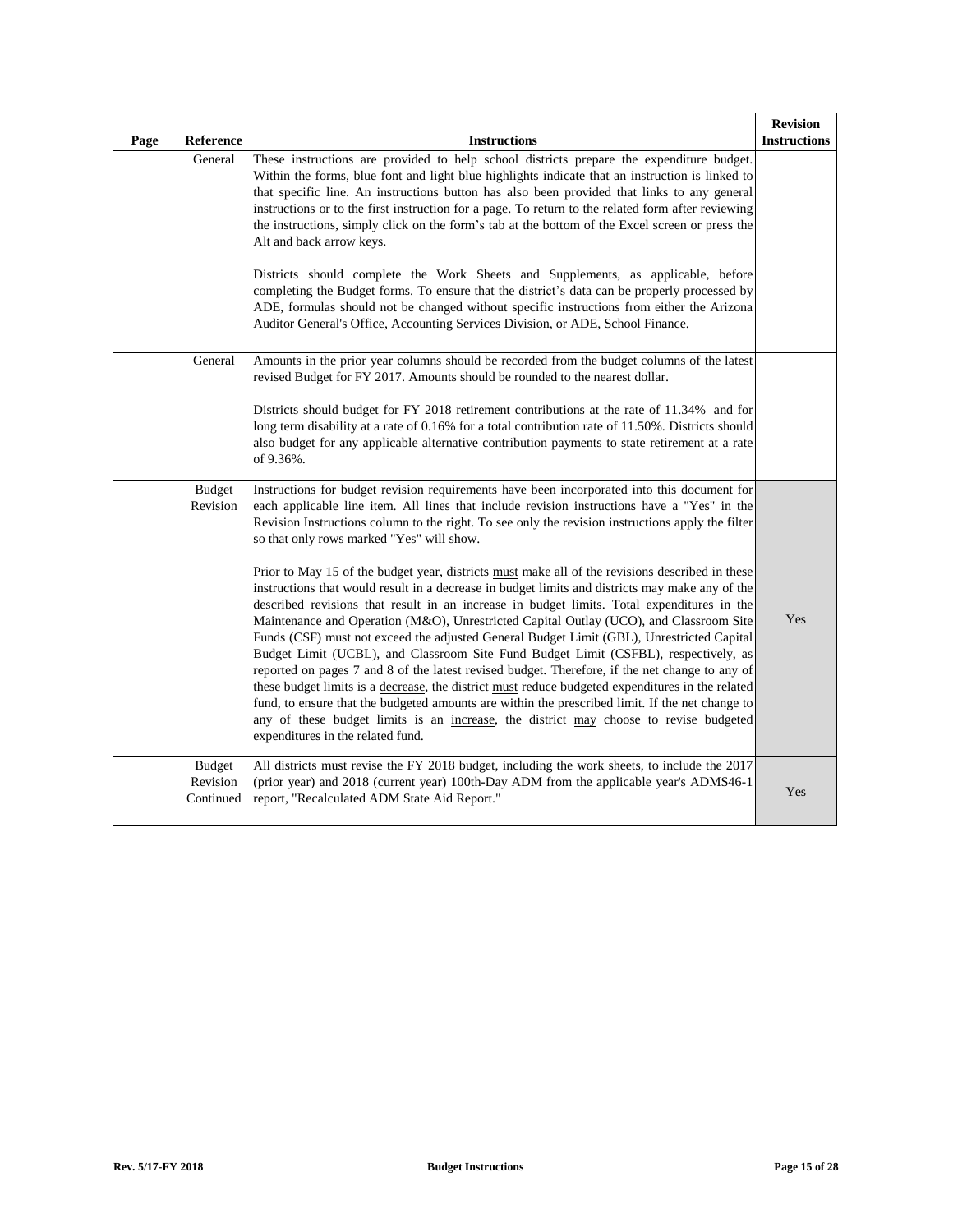| Page | Reference | Instructions | Revision Instructions |
|---|---|---|---|
| | General | These instructions are provided to help school districts prepare the expenditure budget. Within the forms, blue font and light blue highlights indicate that an instruction is linked to that specific line. An instructions button has also been provided that links to any general instructions or to the first instruction for a page. To return to the related form after reviewing the instructions, simply click on the form's tab at the bottom of the Excel screen or press the Alt and back arrow keys.<br><br>Districts should complete the Work Sheets and Supplements, as applicable, before completing the Budget forms. To ensure that the district's data can be properly processed by ADE, formulas should not be changed without specific instructions from either the Arizona Auditor General's Office, Accounting Services Division, or ADE, School Finance. | |
| | General | Amounts in the prior year columns should be recorded from the budget columns of the latest revised Budget for FY 2017. Amounts should be rounded to the nearest dollar.<br><br>Districts should budget for FY 2018 retirement contributions at the rate of 11.34% and for long term disability at a rate of 0.16% for a total contribution rate of 11.50%. Districts should also budget for any applicable alternative contribution payments to state retirement at a rate of 9.36%. | |
| | Budget Revision | Instructions for budget revision requirements have been incorporated into this document for each applicable line item. All lines that include revision instructions have a "Yes" in the Revision Instructions column to the right. To see only the revision instructions apply the filter so that only rows marked "Yes" will show.<br><br>Prior to May 15 of the budget year, districts must make all of the revisions described in these instructions that would result in a decrease in budget limits and districts may make any of the described revisions that result in an increase in budget limits. Total expenditures in the Maintenance and Operation (M&O), Unrestricted Capital Outlay (UCO), and Classroom Site Funds (CSF) must not exceed the adjusted General Budget Limit (GBL), Unrestricted Capital Budget Limit (UCBL), and Classroom Site Fund Budget Limit (CSFBL), respectively, as reported on pages 7 and 8 of the latest revised budget. Therefore, if the net change to any of these budget limits is a decrease, the district must reduce budgeted expenditures in the related fund, to ensure that the budgeted amounts are within the prescribed limit. If the net change to any of these budget limits is an increase, the district may choose to revise budgeted expenditures in the related fund. | Yes |
| | Budget Revision Continued | All districts must revise the FY 2018 budget, including the work sheets, to include the 2017 (prior year) and 2018 (current year) 100th-Day ADM from the applicable year's ADMS46-1 report, "Recalculated ADM State Aid Report." | Yes |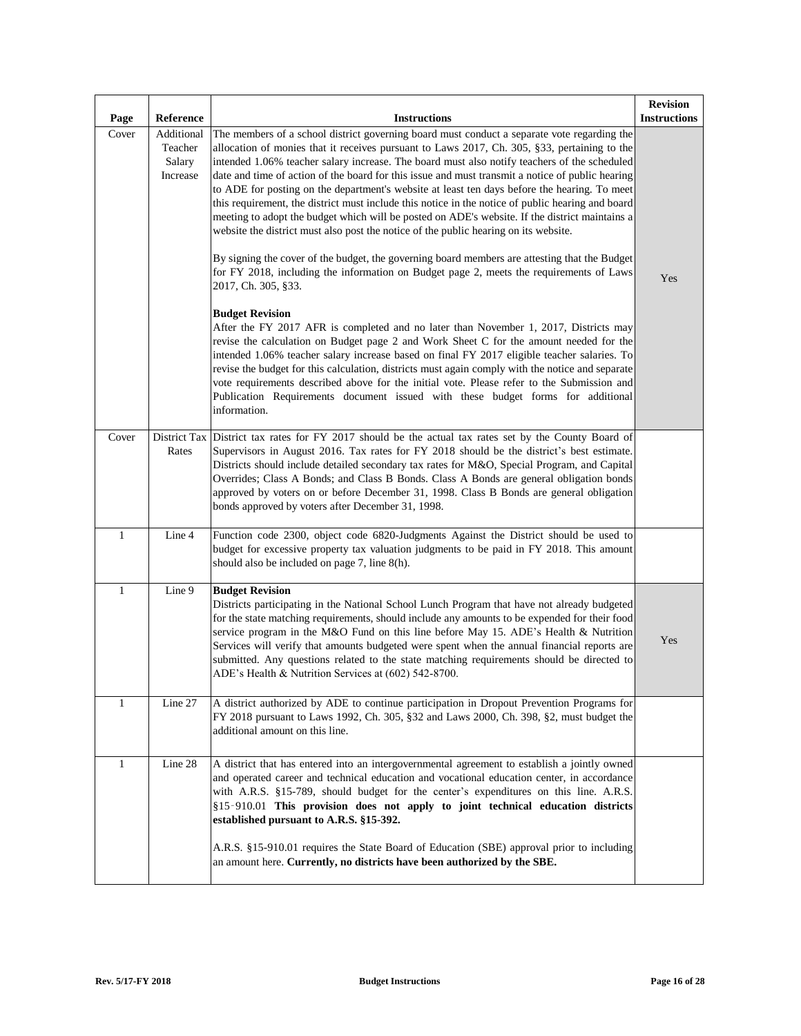| Page | Reference | Instructions | Revision Instructions |
|---|---|---|---|
| Cover | Additional Teacher Salary Increase | The members of a school district governing board must conduct a separate vote regarding the allocation of monies that it receives pursuant to Laws 2017, Ch. 305, §33, pertaining to the intended 1.06% teacher salary increase. The board must also notify teachers of the scheduled date and time of action of the board for this issue and must transmit a notice of public hearing to ADE for posting on the department's website at least ten days before the hearing. To meet this requirement, the district must include this notice in the notice of public hearing and board meeting to adopt the budget which will be posted on ADE's website. If the district maintains a website the district must also post the notice of the public hearing on its website.<br><br>By signing the cover of the budget, the governing board members are attesting that the Budget for FY 2018, including the information on Budget page 2, meets the requirements of Laws 2017, Ch. 305, §33.<br><br>**Budget Revision**<br>After the FY 2017 AFR is completed and no later than November 1, 2017, Districts may revise the calculation on Budget page 2 and Work Sheet C for the amount needed for the intended 1.06% teacher salary increase based on final FY 2017 eligible teacher salaries. To revise the budget for this calculation, districts must again comply with the notice and separate vote requirements described above for the initial vote. Please refer to the Submission and Publication Requirements document issued with these budget forms for additional information. | Yes |
| Cover | District Tax Rates | District tax rates for FY 2017 should be the actual tax rates set by the County Board of Supervisors in August 2016. Tax rates for FY 2018 should be the district's best estimate. Districts should include detailed secondary tax rates for M&O, Special Program, and Capital Overrides; Class A Bonds; and Class B Bonds. Class A Bonds are general obligation bonds approved by voters on or before December 31, 1998. Class B Bonds are general obligation bonds approved by voters after December 31, 1998. | |
| 1 | Line 4 | Function code 2300, object code 6820-Judgments Against the District should be used to budget for excessive property tax valuation judgments to be paid in FY 2018. This amount should also be included on page 7, line 8(h). | |
| 1 | Line 9 | **Budget Revision**<br>Districts participating in the National School Lunch Program that have not already budgeted for the state matching requirements, should include any amounts to be expended for their food service program in the M&O Fund on this line before May 15. ADE's Health & Nutrition Services will verify that amounts budgeted were spent when the annual financial reports are submitted. Any questions related to the state matching requirements should be directed to ADE's Health & Nutrition Services at (602) 542-8700. | Yes |
| 1 | Line 27 | A district authorized by ADE to continue participation in Dropout Prevention Programs for FY 2018 pursuant to Laws 1992, Ch. 305, §32 and Laws 2000, Ch. 398, §2, must budget the additional amount on this line. | |
| 1 | Line 28 | A district that has entered into an intergovernmental agreement to establish a jointly owned and operated career and technical education and vocational education center, in accordance with A.R.S. §15-789, should budget for the center's expenditures on this line. A.R.S. §15-910.01 **This provision does not apply to joint technical education districts established pursuant to A.R.S. §15-392.**<br><br>A.R.S. §15-910.01 requires the State Board of Education (SBE) approval prior to including an amount here. **Currently, no districts have been authorized by the SBE.** | |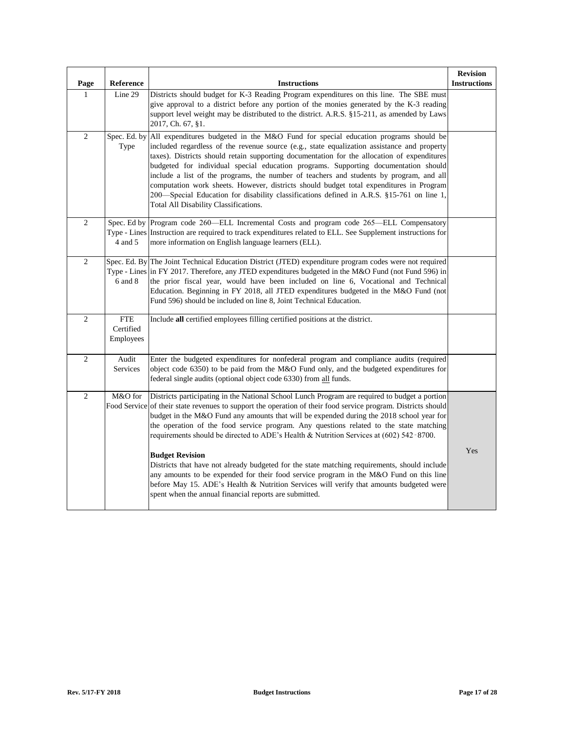| Page | Reference | Instructions | Revision Instructions |
|---|---|---|---|
| 1 | Line 29 | Districts should budget for K-3 Reading Program expenditures on this line. The SBE must give approval to a district before any portion of the monies generated by the K-3 reading support level weight may be distributed to the district. A.R.S. §15-211, as amended by Laws 2017, Ch. 67, §1. | |
| 2 | Spec. Ed. by Type | All expenditures budgeted in the M&O Fund for special education programs should be included regardless of the revenue source (e.g., state equalization assistance and property taxes). Districts should retain supporting documentation for the allocation of expenditures budgeted for individual special education programs. Supporting documentation should include a list of the programs, the number of teachers and students by program, and all computation work sheets. However, districts should budget total expenditures in Program 200—Special Education for disability classifications defined in A.R.S. §15-761 on line 1, Total All Disability Classifications. | |
| 2 | Spec. Ed by Type - Lines 4 and 5 | Program code 260—ELL Incremental Costs and program code 265—ELL Compensatory Instruction are required to track expenditures related to ELL. See Supplement instructions for more information on English language learners (ELL). | |
| 2 | Spec. Ed. By Type - Lines 6 and 8 | The Joint Technical Education District (JTED) expenditure program codes were not required in FY 2017. Therefore, any JTED expenditures budgeted in the M&O Fund (not Fund 596) in the prior fiscal year, would have been included on line 6, Vocational and Technical Education. Beginning in FY 2018, all JTED expenditures budgeted in the M&O Fund (not Fund 596) should be included on line 8, Joint Technical Education. | |
| 2 | FTE Certified Employees | Include **all** certified employees filling certified positions at the district. | |
| 2 | Audit Services | Enter the budgeted expenditures for nonfederal program and compliance audits (required object code 6350) to be paid from the M&O Fund only, and the budgeted expenditures for federal single audits (optional object code 6330) from all funds. | |
| 2 | M&O for Food Service | Districts participating in the National School Lunch Program are required to budget a portion of their state revenues to support the operation of their food service program. Districts should budget in the M&O Fund any amounts that will be expended during the 2018 school year for the operation of the food service program. Any questions related to the state matching requirements should be directed to ADE's Health & Nutrition Services at (602) 542-8700.<br><br>**Budget Revision**<br>Districts that have not already budgeted for the state matching requirements, should include any amounts to be expended for their food service program in the M&O Fund on this line before May 15. ADE's Health & Nutrition Services will verify that amounts budgeted were spent when the annual financial reports are submitted. | Yes |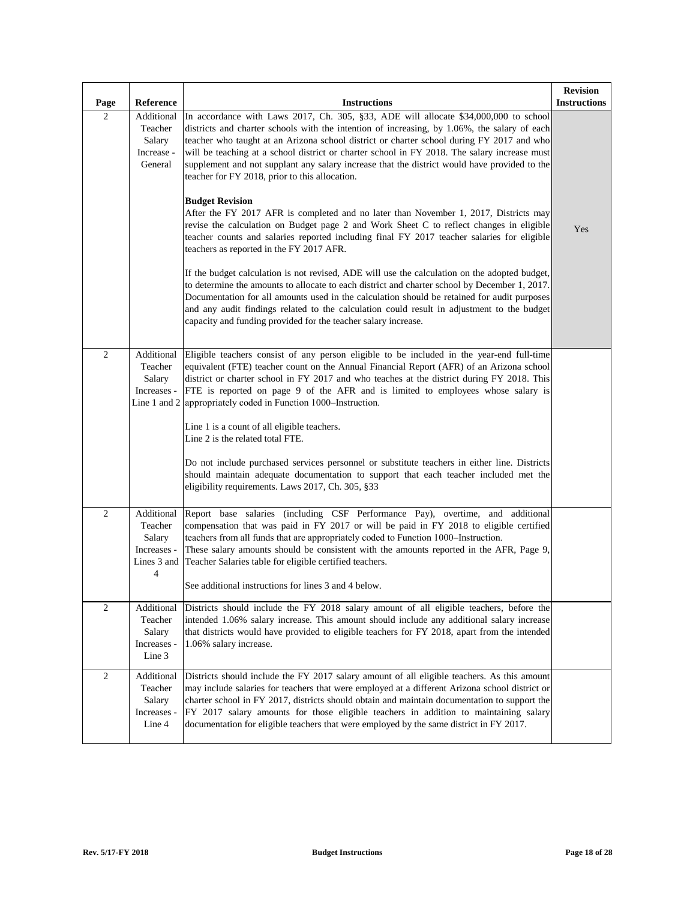| Page | Reference | Instructions | Revision Instructions |
|---|---|---|---|
| 2 | Additional Teacher Salary Increase - General | In accordance with Laws 2017, Ch. 305, §33, ADE will allocate $34,000,000 to school districts and charter schools with the intention of increasing, by 1.06%, the salary of each teacher who taught at an Arizona school district or charter school during FY 2017 and who will be teaching at a school district or charter school in FY 2018. The salary increase must supplement and not supplant any salary increase that the district would have provided to the teacher for FY 2018, prior to this allocation.<br><br>**Budget Revision**<br>After the FY 2017 AFR is completed and no later than November 1, 2017, Districts may revise the calculation on Budget page 2 and Work Sheet C to reflect changes in eligible teacher counts and salaries reported including final FY 2017 teacher salaries for eligible teachers as reported in the FY 2017 AFR.<br><br>If the budget calculation is not revised, ADE will use the calculation on the adopted budget, to determine the amounts to allocate to each district and charter school by December 1, 2017. Documentation for all amounts used in the calculation should be retained for audit purposes and any audit findings related to the calculation could result in adjustment to the budget capacity and funding provided for the teacher salary increase. | Yes |
| 2 | Additional Teacher Salary Increases - Line 1 and 2 | Eligible teachers consist of any person eligible to be included in the year-end full-time equivalent (FTE) teacher count on the Annual Financial Report (AFR) of an Arizona school district or charter school in FY 2017 and who teaches at the district during FY 2018. This FTE is reported on page 9 of the AFR and is limited to employees whose salary is appropriately coded in Function 1000–Instruction.<br><br>Line 1 is a count of all eligible teachers.<br>Line 2 is the related total FTE.<br><br>Do not include purchased services personnel or substitute teachers in either line. Districts should maintain adequate documentation to support that each teacher included met the eligibility requirements. Laws 2017, Ch. 305, §33 | |
| 2 | Additional Teacher Salary Increases - Lines 3 and 4 | Report base salaries (including CSF Performance Pay), overtime, and additional compensation that was paid in FY 2017 or will be paid in FY 2018 to eligible certified teachers from all funds that are appropriately coded to Function 1000–Instruction.<br>These salary amounts should be consistent with the amounts reported in the AFR, Page 9, Teacher Salaries table for eligible certified teachers.<br><br>See additional instructions for lines 3 and 4 below. | |
| 2 | Additional Teacher Salary Increases - Line 3 | Districts should include the FY 2018 salary amount of all eligible teachers, before the intended 1.06% salary increase. This amount should include any additional salary increase that districts would have provided to eligible teachers for FY 2018, apart from the intended 1.06% salary increase. | |
| 2 | Additional Teacher Salary Increases - Line 4 | Districts should include the FY 2017 salary amount of all eligible teachers. As this amount may include salaries for teachers that were employed at a different Arizona school district or charter school in FY 2017, districts should obtain and maintain documentation to support the FY 2017 salary amounts for those eligible teachers in addition to maintaining salary documentation for eligible teachers that were employed by the same district in FY 2017. | |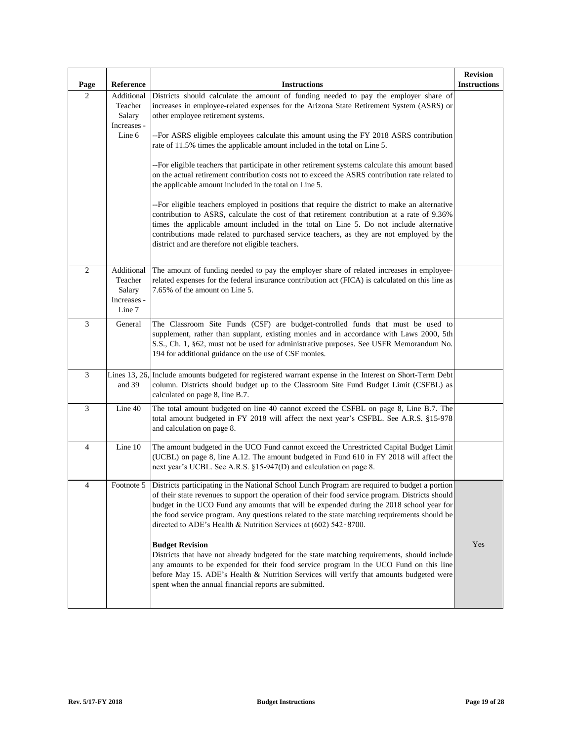| Page | Reference | Instructions | Revision Instructions |
|---|---|---|---|
| 2 | Additional Teacher Salary Increases - Line 6 | Districts should calculate the amount of funding needed to pay the employer share of increases in employee-related expenses for the Arizona State Retirement System (ASRS) or other employee retirement systems.<br><br>--For ASRS eligible employees calculate this amount using the FY 2018 ASRS contribution rate of 11.5% times the applicable amount included in the total on Line 5.<br><br>--For eligible teachers that participate in other retirement systems calculate this amount based on the actual retirement contribution costs not to exceed the ASRS contribution rate related to the applicable amount included in the total on Line 5.<br><br>--For eligible teachers employed in positions that require the district to make an alternative contribution to ASRS, calculate the cost of that retirement contribution at a rate of 9.36% times the applicable amount included in the total on Line 5. Do not include alternative contributions made related to purchased service teachers, as they are not employed by the district and are therefore not eligible teachers. | |
| 2 | Additional Teacher Salary Increases - Line 7 | The amount of funding needed to pay the employer share of related increases in employee-related expenses for the federal insurance contribution act (FICA) is calculated on this line as 7.65% of the amount on Line 5. | |
| 3 | General | The Classroom Site Funds (CSF) are budget-controlled funds that must be used to supplement, rather than supplant, existing monies and in accordance with Laws 2000, 5th S.S., Ch. 1, §62, must not be used for administrative purposes. See USFR Memorandum No. 194 for additional guidance on the use of CSF monies. | |
| 3 | Lines 13, 26, and 39 | Include amounts budgeted for registered warrant expense in the Interest on Short-Term Debt column. Districts should budget up to the Classroom Site Fund Budget Limit (CSFBL) as calculated on page 8, line B.7. | |
| 3 | Line 40 | The total amount budgeted on line 40 cannot exceed the CSFBL on page 8, Line B.7. The total amount budgeted in FY 2018 will affect the next year's CSFBL. See A.R.S. §15-978 and calculation on page 8. | |
| 4 | Line 10 | The amount budgeted in the UCO Fund cannot exceed the Unrestricted Capital Budget Limit (UCBL) on page 8, line A.12. The amount budgeted in Fund 610 in FY 2018 will affect the next year's UCBL. See A.R.S. §15-947(D) and calculation on page 8. | |
| 4 | Footnote 5 | Districts participating in the National School Lunch Program are required to budget a portion of their state revenues to support the operation of their food service program. Districts should budget in the UCO Fund any amounts that will be expended during the 2018 school year for the food service program. Any questions related to the state matching requirements should be directed to ADE's Health & Nutrition Services at (602) 542‑8700.<br><br>**Budget Revision**<br>Districts that have not already budgeted for the state matching requirements, should include any amounts to be expended for their food service program in the UCO Fund on this line before May 15. ADE's Health & Nutrition Services will verify that amounts budgeted were spent when the annual financial reports are submitted. | Yes |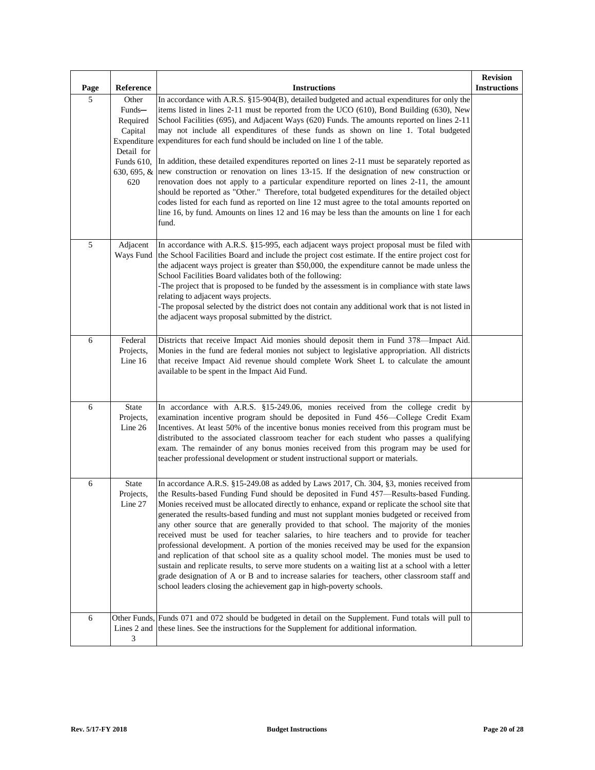| Page | Reference | Instructions | Revision Instructions |
|---|---|---|---|
| 5 | Other Funds—Required Capital Expenditure Detail for Funds 610, 630, 695, & 620 | In accordance with A.R.S. §15-904(B), detailed budgeted and actual expenditures for only the items listed in lines 2-11 must be reported from the UCO (610), Bond Building (630), New School Facilities (695), and Adjacent Ways (620) Funds. The amounts reported on lines 2-11 may not include all expenditures of these funds as shown on line 1. Total budgeted expenditures for each fund should be included on line 1 of the table.<br><br>In addition, these detailed expenditures reported on lines 2-11 must be separately reported as new construction or renovation on lines 13-15. If the designation of new construction or renovation does not apply to a particular expenditure reported on lines 2-11, the amount should be reported as "Other." Therefore, total budgeted expenditures for the detailed object codes listed for each fund as reported on line 12 must agree to the total amounts reported on line 16, by fund. Amounts on lines 12 and 16 may be less than the amounts on line 1 for each fund. | |
| 5 | Adjacent Ways Fund | In accordance with A.R.S. §15-995, each adjacent ways project proposal must be filed with the School Facilities Board and include the project cost estimate. If the entire project cost for the adjacent ways project is greater than $50,000, the expenditure cannot be made unless the School Facilities Board validates both of the following:<br>-The project that is proposed to be funded by the assessment is in compliance with state laws relating to adjacent ways projects.<br>-The proposal selected by the district does not contain any additional work that is not listed in the adjacent ways proposal submitted by the district. | |
| 6 | Federal Projects, Line 16 | Districts that receive Impact Aid monies should deposit them in Fund 378—Impact Aid. Monies in the fund are federal monies not subject to legislative appropriation. All districts that receive Impact Aid revenue should complete Work Sheet L to calculate the amount available to be spent in the Impact Aid Fund. | |
| 6 | State Projects, Line 26 | In accordance with A.R.S. §15-249.06, monies received from the college credit by examination incentive program should be deposited in Fund 456—College Credit Exam Incentives. At least 50% of the incentive bonus monies received from this program must be distributed to the associated classroom teacher for each student who passes a qualifying exam. The remainder of any bonus monies received from this program may be used for teacher professional development or student instructional support or materials. | |
| 6 | State Projects, Line 27 | In accordance A.R.S. §15-249.08 as added by Laws 2017, Ch. 304, §3, monies received from the Results-based Funding Fund should be deposited in Fund 457—Results-based Funding. Monies received must be allocated directly to enhance, expand or replicate the school site that generated the results-based funding and must not supplant monies budgeted or received from any other source that are generally provided to that school. The majority of the monies received must be used for teacher salaries, to hire teachers and to provide for teacher professional development. A portion of the monies received may be used for the expansion and replication of that school site as a quality school model. The monies must be used to sustain and replicate results, to serve more students on a waiting list at a school with a letter grade designation of A or B and to increase salaries for teachers, other classroom staff and school leaders closing the achievement gap in high-poverty schools. | |
| 6 | Other Funds, Lines 2 and 3 | Funds 071 and 072 should be budgeted in detail on the Supplement. Fund totals will pull to these lines. See the instructions for the Supplement for additional information. | |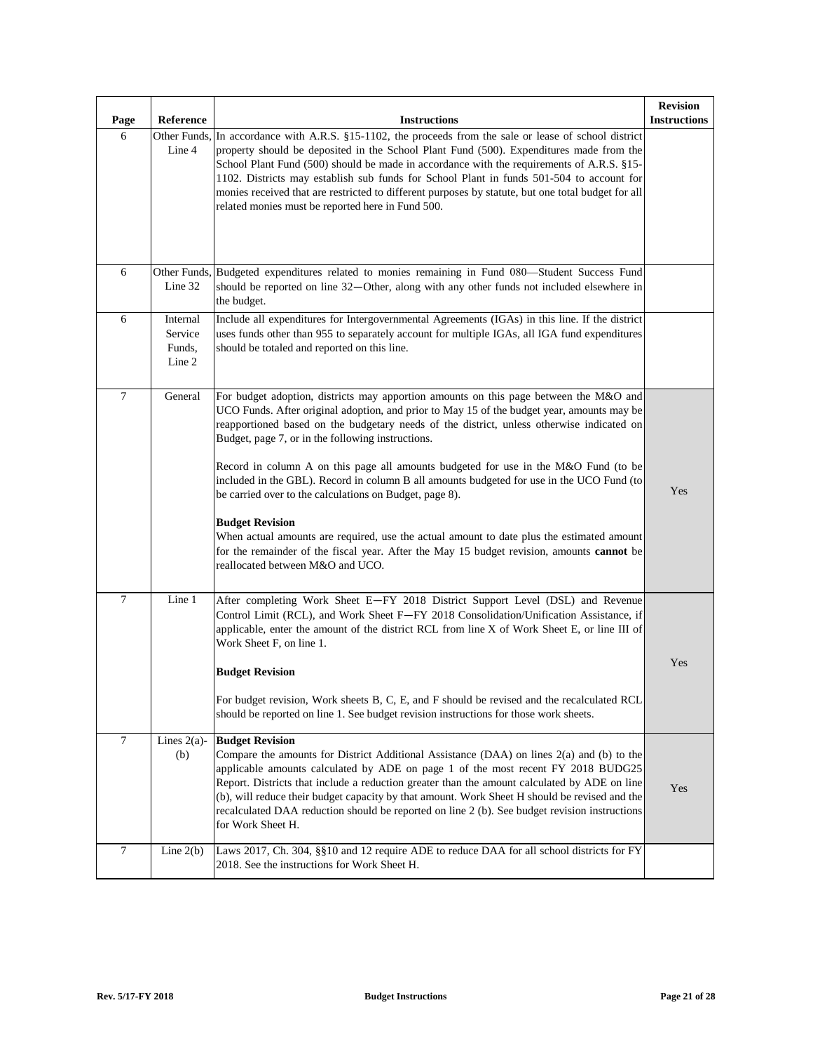| Page | Reference | Instructions | Revision Instructions |
|---|---|---|---|
| 6 | Other Funds, Line 4 | In accordance with A.R.S. §15-1102, the proceeds from the sale or lease of school district property should be deposited in the School Plant Fund (500). Expenditures made from the School Plant Fund (500) should be made in accordance with the requirements of A.R.S. §15-1102. Districts may establish sub funds for School Plant in funds 501-504 to account for monies received that are restricted to different purposes by statute, but one total budget for all related monies must be reported here in Fund 500. | |
| 6 | Other Funds, Line 32 | Budgeted expenditures related to monies remaining in Fund 080—Student Success Fund should be reported on line 32—Other, along with any other funds not included elsewhere in the budget. | |
| 6 | Internal Service Funds, Line 2 | Include all expenditures for Intergovernmental Agreements (IGAs) in this line. If the district uses funds other than 955 to separately account for multiple IGAs, all IGA fund expenditures should be totaled and reported on this line. | |
| 7 | General | For budget adoption, districts may apportion amounts on this page between the M&O and UCO Funds. After original adoption, and prior to May 15 of the budget year, amounts may be reapportioned based on the budgetary needs of the district, unless otherwise indicated on Budget, page 7, or in the following instructions.<br><br>Record in column A on this page all amounts budgeted for use in the M&O Fund (to be included in the GBL). Record in column B all amounts budgeted for use in the UCO Fund (to be carried over to the calculations on Budget, page 8).<br><br>**Budget Revision**<br>When actual amounts are required, use the actual amount to date plus the estimated amount for the remainder of the fiscal year. After the May 15 budget revision, amounts **cannot** be reallocated between M&O and UCO. | Yes |
| 7 | Line 1 | After completing Work Sheet E—FY 2018 District Support Level (DSL) and Revenue Control Limit (RCL), and Work Sheet F—FY 2018 Consolidation/Unification Assistance, if applicable, enter the amount of the district RCL from line X of Work Sheet E, or line III of Work Sheet F, on line 1.<br><br>**Budget Revision**<br><br>For budget revision, Work sheets B, C, E, and F should be revised and the recalculated RCL should be reported on line 1. See budget revision instructions for those work sheets. | Yes |
| 7 | Lines 2(a)-(b) | **Budget Revision**<br>Compare the amounts for District Additional Assistance (DAA) on lines 2(a) and (b) to the applicable amounts calculated by ADE on page 1 of the most recent FY 2018 BUDG25 Report. Districts that include a reduction greater than the amount calculated by ADE on line (b), will reduce their budget capacity by that amount. Work Sheet H should be revised and the recalculated DAA reduction should be reported on line 2 (b). See budget revision instructions for Work Sheet H. | Yes |
| 7 | Line 2(b) | Laws 2017, Ch. 304, §§10 and 12 require ADE to reduce DAA for all school districts for FY 2018. See the instructions for Work Sheet H. | |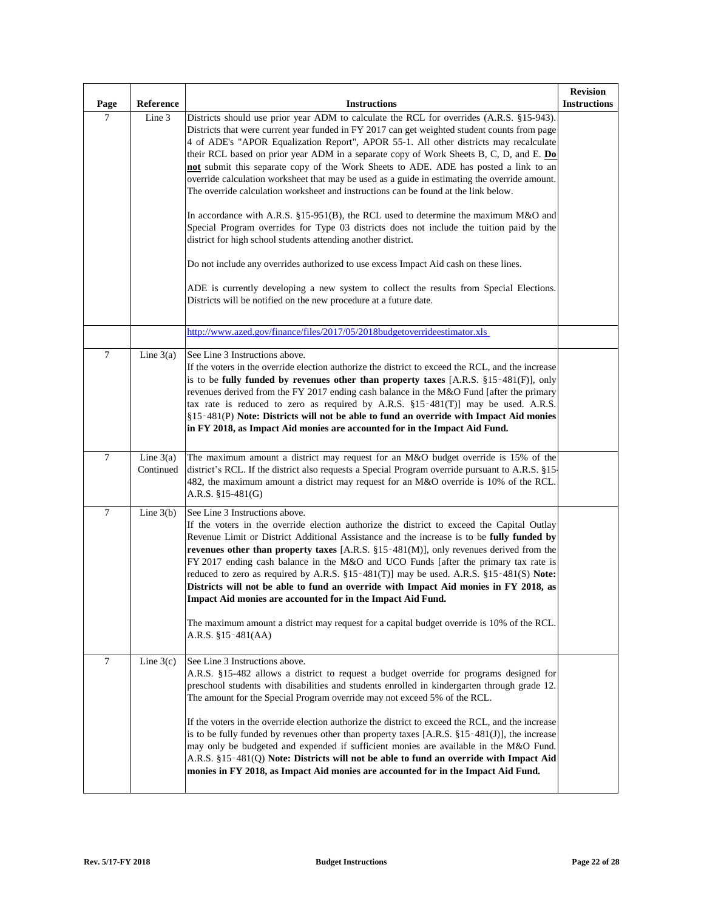| Page | Reference | Instructions | Revision Instructions |
|---|---|---|---|
| 7 | Line 3 | Districts should use prior year ADM to calculate the RCL for overrides (A.R.S. §15-943). Districts that were current year funded in FY 2017 can get weighted student counts from page 4 of ADE's "APOR Equalization Report", APOR 55-1. All other districts may recalculate their RCL based on prior year ADM in a separate copy of Work Sheets B, C, D, and E. **<u>Do not</u>** submit this separate copy of the Work Sheets to ADE. ADE has posted a link to an override calculation worksheet that may be used as a guide in estimating the override amount. The override calculation worksheet and instructions can be found at the link below.<br><br>In accordance with A.R.S. §15-951(B), the RCL used to determine the maximum M&O and Special Program overrides for Type 03 districts does not include the tuition paid by the district for high school students attending another district.<br><br>Do not include any overrides authorized to use excess Impact Aid cash on these lines.<br><br>ADE is currently developing a new system to collect the results from Special Elections. Districts will be notified on the new procedure at a future date. | |
| | | http://www.azed.gov/finance/files/2017/05/2018budgetoverrideestimator.xls | |
| 7 | Line 3(a) | See Line 3 Instructions above.<br>If the voters in the override election authorize the district to exceed the RCL, and the increase is to be **fully funded by revenues other than property taxes** [A.R.S. §15-481(F)], only revenues derived from the FY 2017 ending cash balance in the M&O Fund [after the primary tax rate is reduced to zero as required by A.R.S. §15-481(T)] may be used. A.R.S. §15-481(P) **Note: Districts will not be able to fund an override with Impact Aid monies in FY 2018, as Impact Aid monies are accounted for in the Impact Aid Fund.** | |
| 7 | Line 3(a) Continued | The maximum amount a district may request for an M&O budget override is 15% of the district's RCL. If the district also requests a Special Program override pursuant to A.R.S. §15-482, the maximum amount a district may request for an M&O override is 10% of the RCL. A.R.S. §15-481(G) | |
| 7 | Line 3(b) | See Line 3 Instructions above.<br>If the voters in the override election authorize the district to exceed the Capital Outlay Revenue Limit or District Additional Assistance and the increase is to be **fully funded by revenues other than property taxes** [A.R.S. §15-481(M)], only revenues derived from the FY 2017 ending cash balance in the M&O and UCO Funds [after the primary tax rate is reduced to zero as required by A.R.S. §15-481(T)] may be used. A.R.S. §15-481(S) **Note: Districts will not be able to fund an override with Impact Aid monies in FY 2018, as Impact Aid monies are accounted for in the Impact Aid Fund.**<br><br>The maximum amount a district may request for a capital budget override is 10% of the RCL. A.R.S. §15-481(AA) | |
| 7 | Line 3(c) | See Line 3 Instructions above.<br>A.R.S. §15-482 allows a district to request a budget override for programs designed for preschool students with disabilities and students enrolled in kindergarten through grade 12. The amount for the Special Program override may not exceed 5% of the RCL.<br><br>If the voters in the override election authorize the district to exceed the RCL, and the increase is to be fully funded by revenues other than property taxes [A.R.S. §15-481(J)], the increase may only be budgeted and expended if sufficient monies are available in the M&O Fund. A.R.S. §15-481(Q) **Note: Districts will not be able to fund an override with Impact Aid monies in FY 2018, as Impact Aid monies are accounted for in the Impact Aid Fund.** | |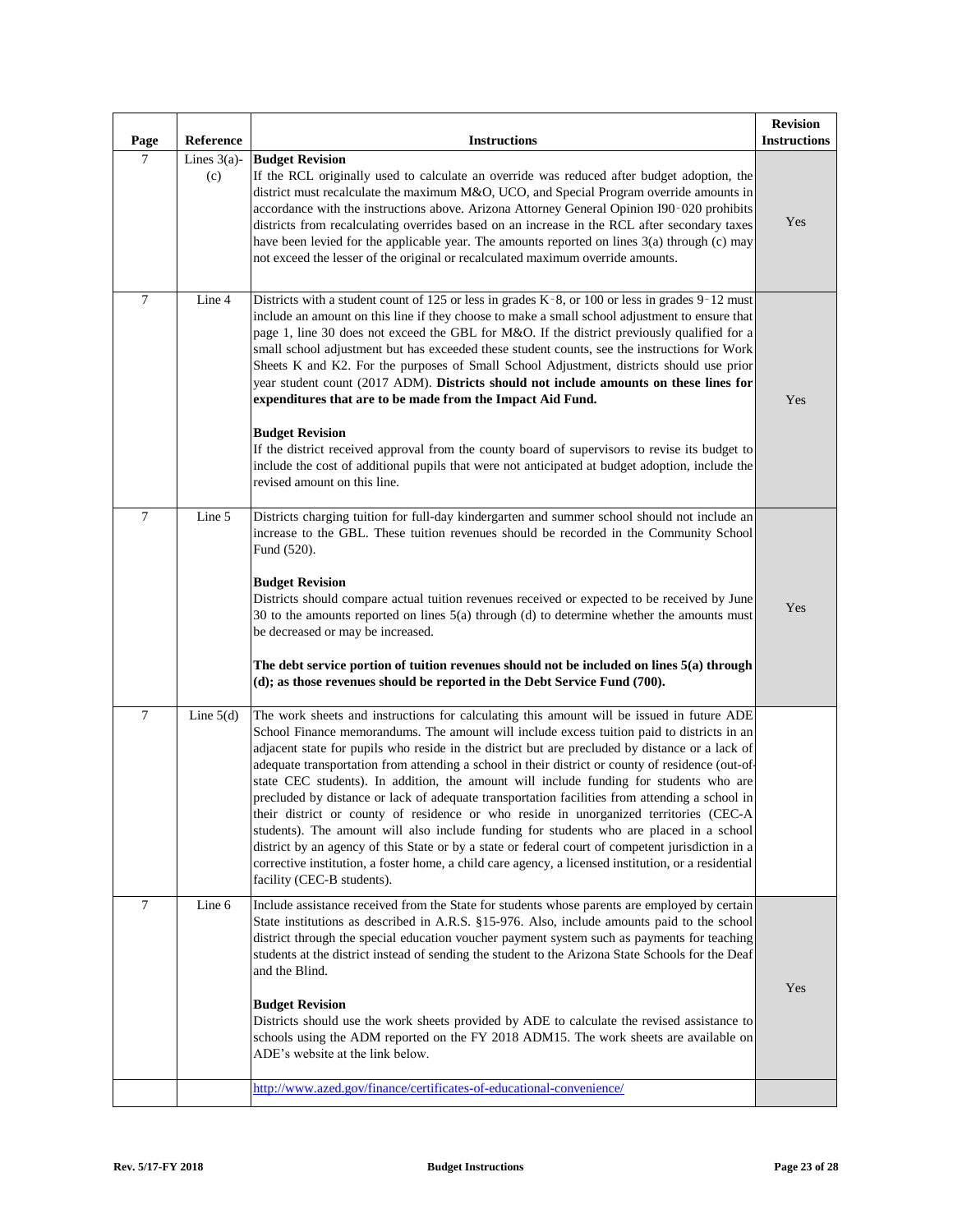| Page | Reference | Instructions | Revision Instructions |
|---|---|---|---|
| 7 | Lines 3(a)-(c) | **Budget Revision**<br>If the RCL originally used to calculate an override was reduced after budget adoption, the district must recalculate the maximum M&O, UCO, and Special Program override amounts in accordance with the instructions above. Arizona Attorney General Opinion I90‑020 prohibits districts from recalculating overrides based on an increase in the RCL after secondary taxes have been levied for the applicable year. The amounts reported on lines 3(a) through (c) may not exceed the lesser of the original or recalculated maximum override amounts. | Yes |
| 7 | Line 4 | Districts with a student count of 125 or less in grades K‑8, or 100 or less in grades 9‑12 must include an amount on this line if they choose to make a small school adjustment to ensure that page 1, line 30 does not exceed the GBL for M&O. If the district previously qualified for a small school adjustment but has exceeded these student counts, see the instructions for Work Sheets K and K2. For the purposes of Small School Adjustment, districts should use prior year student count (2017 ADM). **Districts should not include amounts on these lines for expenditures that are to be made from the Impact Aid Fund.**<br><br>**Budget Revision**<br>If the district received approval from the county board of supervisors to revise its budget to include the cost of additional pupils that were not anticipated at budget adoption, include the revised amount on this line. | Yes |
| 7 | Line 5 | Districts charging tuition for full-day kindergarten and summer school should not include an increase to the GBL. These tuition revenues should be recorded in the Community School Fund (520).<br><br>**Budget Revision**<br>Districts should compare actual tuition revenues received or expected to be received by June 30 to the amounts reported on lines 5(a) through (d) to determine whether the amounts must be decreased or may be increased.<br><br>**The debt service portion of tuition revenues should not be included on lines 5(a) through (d); as those revenues should be reported in the Debt Service Fund (700).** | Yes |
| 7 | Line 5(d) | The work sheets and instructions for calculating this amount will be issued in future ADE School Finance memorandums. The amount will include excess tuition paid to districts in an adjacent state for pupils who reside in the district but are precluded by distance or a lack of adequate transportation from attending a school in their district or county of residence (out-of-state CEC students). In addition, the amount will include funding for students who are precluded by distance or lack of adequate transportation facilities from attending a school in their district or county of residence or who reside in unorganized territories (CEC-A students). The amount will also include funding for students who are placed in a school district by an agency of this State or by a state or federal court of competent jurisdiction in a corrective institution, a foster home, a child care agency, a licensed institution, or a residential facility (CEC-B students). | |
| 7 | Line 6 | Include assistance received from the State for students whose parents are employed by certain State institutions as described in A.R.S. §15-976. Also, include amounts paid to the school district through the special education voucher payment system such as payments for teaching students at the district instead of sending the student to the Arizona State Schools for the Deaf and the Blind.<br><br>**Budget Revision**<br>Districts should use the work sheets provided by ADE to calculate the revised assistance to schools using the ADM reported on the FY 2018 ADM15. The work sheets are available on ADE's website at the link below. | Yes |
| | | http://www.azed.gov/finance/certificates-of-educational-convenience/ | |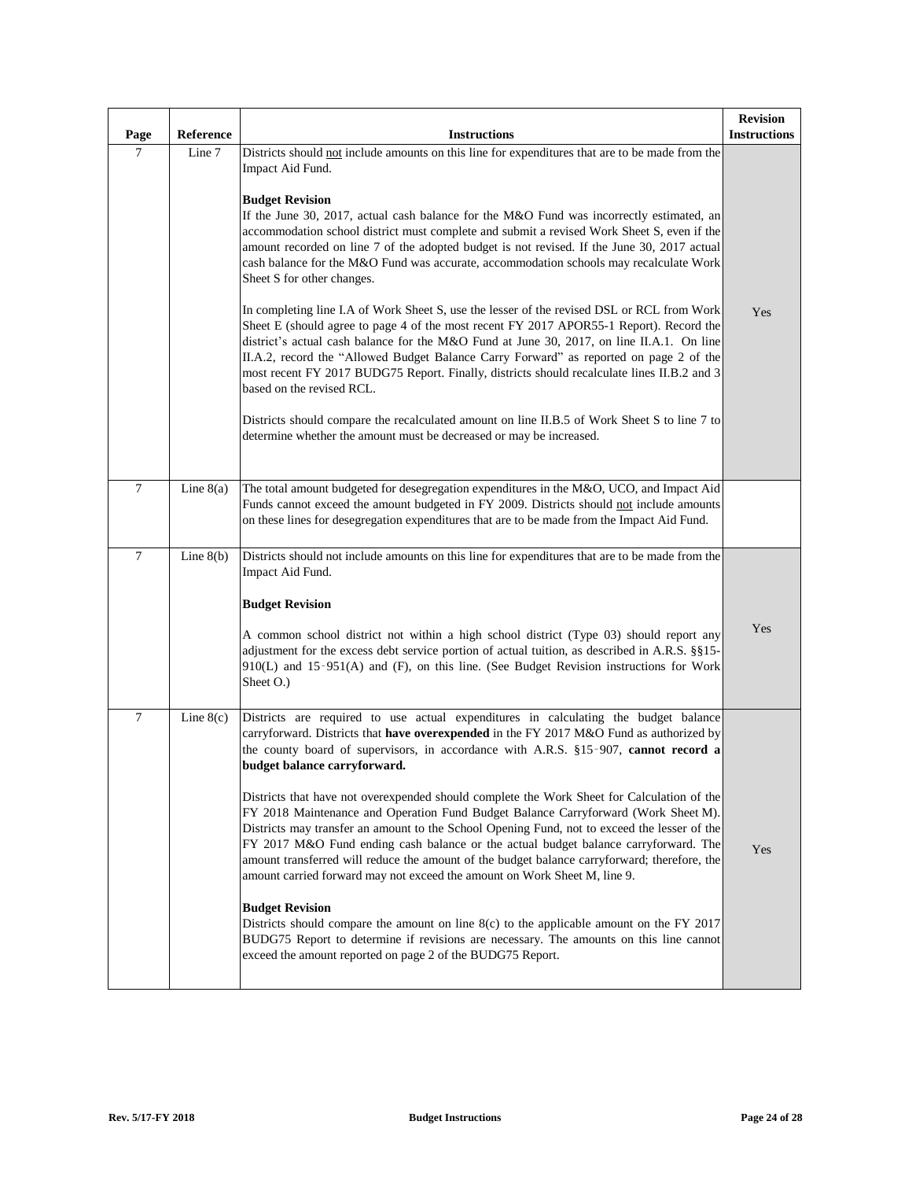| Page | Reference | Instructions | Revision Instructions |
|---|---|---|---|
| 7 | Line 7 | Districts should <u>not</u> include amounts on this line for expenditures that are to be made from the Impact Aid Fund.<br><br>**Budget Revision**<br>If the June 30, 2017, actual cash balance for the M&O Fund was incorrectly estimated, an accommodation school district must complete and submit a revised Work Sheet S, even if the amount recorded on line 7 of the adopted budget is not revised. If the June 30, 2017 actual cash balance for the M&O Fund was accurate, accommodation schools may recalculate Work Sheet S for other changes.<br><br>In completing line I.A of Work Sheet S, use the lesser of the revised DSL or RCL from Work Sheet E (should agree to page 4 of the most recent FY 2017 APOR55-1 Report). Record the district's actual cash balance for the M&O Fund at June 30, 2017, on line II.A.1. On line II.A.2, record the "Allowed Budget Balance Carry Forward" as reported on page 2 of the most recent FY 2017 BUDG75 Report. Finally, districts should recalculate lines II.B.2 and 3 based on the revised RCL.<br><br>Districts should compare the recalculated amount on line II.B.5 of Work Sheet S to line 7 to determine whether the amount must be decreased or may be increased. | Yes |
| 7 | Line 8(a) | The total amount budgeted for desegregation expenditures in the M&O, UCO, and Impact Aid Funds cannot exceed the amount budgeted in FY 2009. Districts should <u>not</u> include amounts on these lines for desegregation expenditures that are to be made from the Impact Aid Fund. | |
| 7 | Line 8(b) | Districts should not include amounts on this line for expenditures that are to be made from the Impact Aid Fund.<br><br>**Budget Revision**<br><br>A common school district not within a high school district (Type 03) should report any adjustment for the excess debt service portion of actual tuition, as described in A.R.S. §§15-910(L) and 15-951(A) and (F), on this line. (See Budget Revision instructions for Work Sheet O.) | Yes |
| 7 | Line 8(c) | Districts are required to use actual expenditures in calculating the budget balance carryforward. Districts that **have overexpended** in the FY 2017 M&O Fund as authorized by the county board of supervisors, in accordance with A.R.S. §15-907, **cannot record a budget balance carryforward.**<br><br>Districts that have not overexpended should complete the Work Sheet for Calculation of the FY 2018 Maintenance and Operation Fund Budget Balance Carryforward (Work Sheet M). Districts may transfer an amount to the School Opening Fund, not to exceed the lesser of the FY 2017 M&O Fund ending cash balance or the actual budget balance carryforward. The amount transferred will reduce the amount of the budget balance carryforward; therefore, the amount carried forward may not exceed the amount on Work Sheet M, line 9.<br><br>**Budget Revision**<br>Districts should compare the amount on line 8(c) to the applicable amount on the FY 2017 BUDG75 Report to determine if revisions are necessary. The amounts on this line cannot exceed the amount reported on page 2 of the BUDG75 Report. | Yes |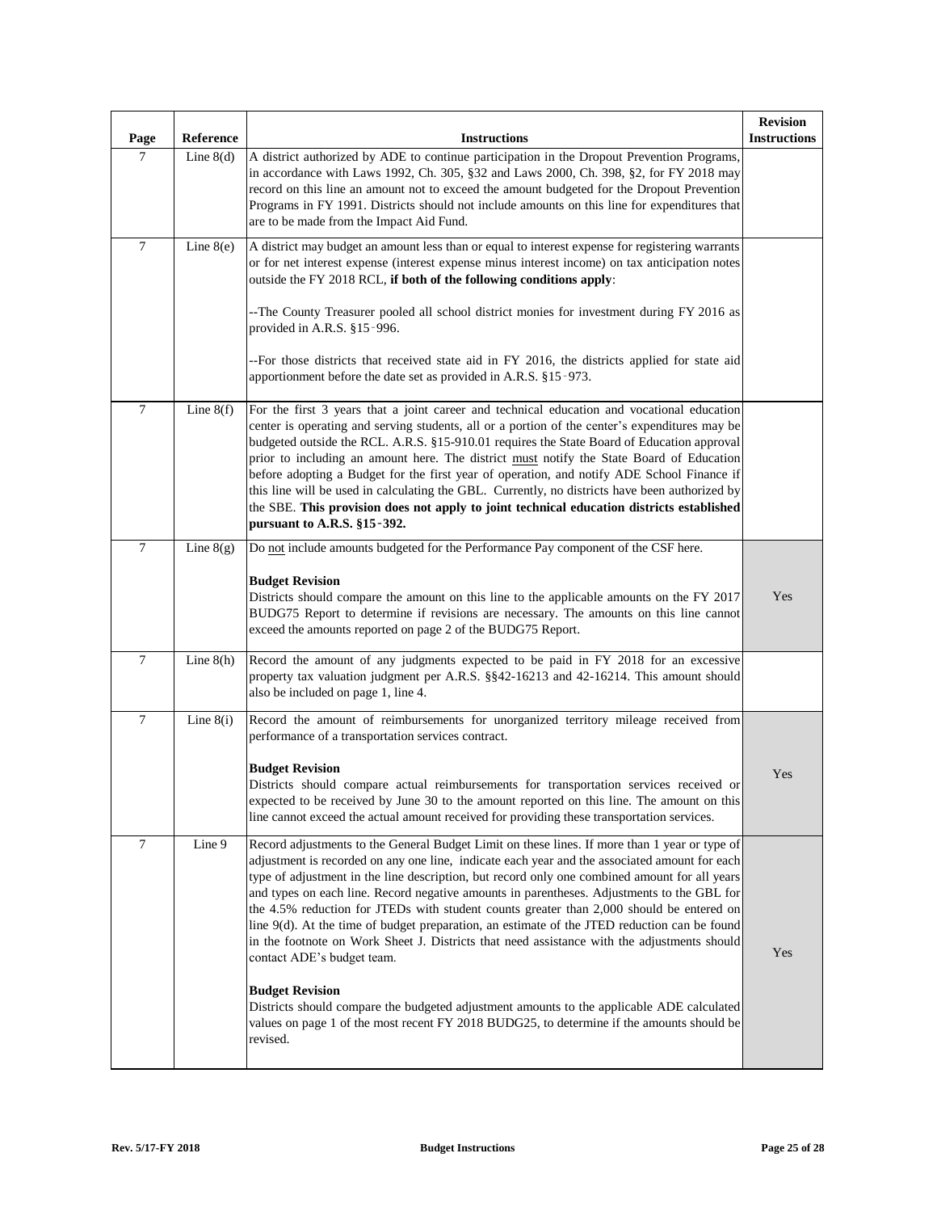| Page | Reference | Instructions | Revision Instructions |
|---|---|---|---|
| 7 | Line 8(d) | A district authorized by ADE to continue participation in the Dropout Prevention Programs, in accordance with Laws 1992, Ch. 305, §32 and Laws 2000, Ch. 398, §2, for FY 2018 may record on this line an amount not to exceed the amount budgeted for the Dropout Prevention Programs in FY 1991. Districts should not include amounts on this line for expenditures that are to be made from the Impact Aid Fund. | |
| 7 | Line 8(e) | A district may budget an amount less than or equal to interest expense for registering warrants or for net interest expense (interest expense minus interest income) on tax anticipation notes outside the FY 2018 RCL, **if both of the following conditions apply**:<br><br>--The County Treasurer pooled all school district monies for investment during FY 2016 as provided in A.R.S. §15-996.<br><br>--For those districts that received state aid in FY 2016, the districts applied for state aid apportionment before the date set as provided in A.R.S. §15-973. | |
| 7 | Line 8(f) | For the first 3 years that a joint career and technical education and vocational education center is operating and serving students, all or a portion of the center's expenditures may be budgeted outside the RCL. A.R.S. §15-910.01 requires the State Board of Education approval prior to including an amount here. The district must notify the State Board of Education before adopting a Budget for the first year of operation, and notify ADE School Finance if this line will be used in calculating the GBL. Currently, no districts have been authorized by the SBE. **This provision does not apply to joint technical education districts established pursuant to A.R.S. §15-392.** | |
| 7 | Line 8(g) | Do not include amounts budgeted for the Performance Pay component of the CSF here.<br><br>**Budget Revision**<br>Districts should compare the amount on this line to the applicable amounts on the FY 2017 BUDG75 Report to determine if revisions are necessary. The amounts on this line cannot exceed the amounts reported on page 2 of the BUDG75 Report. | Yes |
| 7 | Line 8(h) | Record the amount of any judgments expected to be paid in FY 2018 for an excessive property tax valuation judgment per A.R.S. §§42-16213 and 42-16214. This amount should also be included on page 1, line 4. | |
| 7 | Line 8(i) | Record the amount of reimbursements for unorganized territory mileage received from performance of a transportation services contract.<br><br>**Budget Revision**<br>Districts should compare actual reimbursements for transportation services received or expected to be received by June 30 to the amount reported on this line. The amount on this line cannot exceed the actual amount received for providing these transportation services. | Yes |
| 7 | Line 9 | Record adjustments to the General Budget Limit on these lines. If more than 1 year or type of adjustment is recorded on any one line, indicate each year and the associated amount for each type of adjustment in the line description, but record only one combined amount for all years and types on each line. Record negative amounts in parentheses. Adjustments to the GBL for the 4.5% reduction for JTEDs with student counts greater than 2,000 should be entered on line 9(d). At the time of budget preparation, an estimate of the JTED reduction can be found in the footnote on Work Sheet J. Districts that need assistance with the adjustments should contact ADE's budget team.<br><br>**Budget Revision**<br>Districts should compare the budgeted adjustment amounts to the applicable ADE calculated values on page 1 of the most recent FY 2018 BUDG25, to determine if the amounts should be revised. | Yes |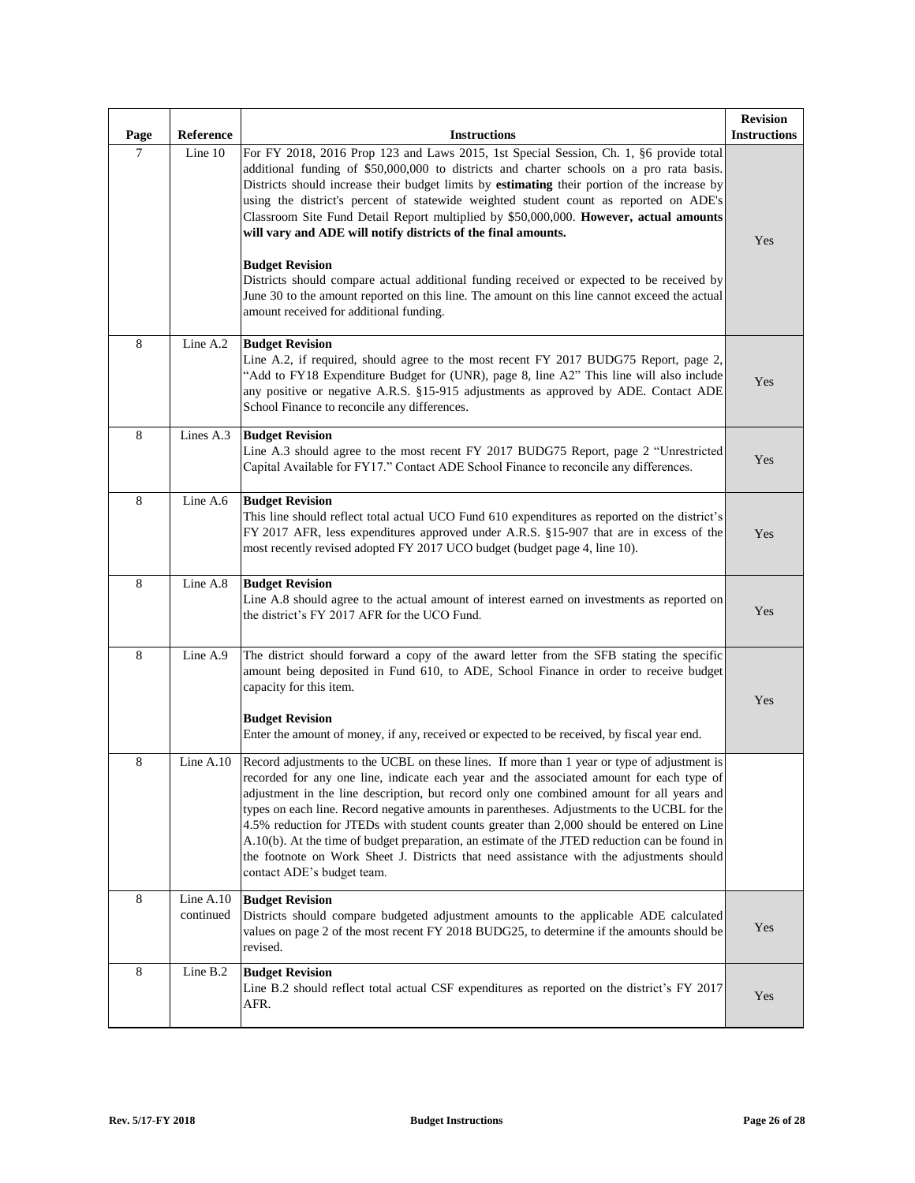| Page | Reference | Instructions | Revision Instructions |
|---|---|---|---|
| 7 | Line 10 | For FY 2018, 2016 Prop 123 and Laws 2015, 1st Special Session, Ch. 1, §6 provide total additional funding of $50,000,000 to districts and charter schools on a pro rata basis. Districts should increase their budget limits by **estimating** their portion of the increase by using the district's percent of statewide weighted student count as reported on ADE's Classroom Site Fund Detail Report multiplied by $50,000,000. **However, actual amounts will vary and ADE will notify districts of the final amounts.**<br><br>**Budget Revision**<br>Districts should compare actual additional funding received or expected to be received by June 30 to the amount reported on this line. The amount on this line cannot exceed the actual amount received for additional funding. | Yes |
| 8 | Line A.2 | **Budget Revision**<br>Line A.2, if required, should agree to the most recent FY 2017 BUDG75 Report, page 2, "Add to FY18 Expenditure Budget for (UNR), page 8, line A2" This line will also include any positive or negative A.R.S. §15-915 adjustments as approved by ADE. Contact ADE School Finance to reconcile any differences. | Yes |
| 8 | Lines A.3 | **Budget Revision**<br>Line A.3 should agree to the most recent FY 2017 BUDG75 Report, page 2 "Unrestricted Capital Available for FY17." Contact ADE School Finance to reconcile any differences. | Yes |
| 8 | Line A.6 | **Budget Revision**<br>This line should reflect total actual UCO Fund 610 expenditures as reported on the district's FY 2017 AFR, less expenditures approved under A.R.S. §15-907 that are in excess of the most recently revised adopted FY 2017 UCO budget (budget page 4, line 10). | Yes |
| 8 | Line A.8 | **Budget Revision**<br>Line A.8 should agree to the actual amount of interest earned on investments as reported on the district's FY 2017 AFR for the UCO Fund. | Yes |
| 8 | Line A.9 | The district should forward a copy of the award letter from the SFB stating the specific amount being deposited in Fund 610, to ADE, School Finance in order to receive budget capacity for this item.<br><br>**Budget Revision**<br>Enter the amount of money, if any, received or expected to be received, by fiscal year end. | Yes |
| 8 | Line A.10 | Record adjustments to the UCBL on these lines. If more than 1 year or type of adjustment is recorded for any one line, indicate each year and the associated amount for each type of adjustment in the line description, but record only one combined amount for all years and types on each line. Record negative amounts in parentheses. Adjustments to the UCBL for the 4.5% reduction for JTEDs with student counts greater than 2,000 should be entered on Line A.10(b). At the time of budget preparation, an estimate of the JTED reduction can be found in the footnote on Work Sheet J. Districts that need assistance with the adjustments should contact ADE's budget team. | |
| 8 | Line A.10 continued | **Budget Revision**<br>Districts should compare budgeted adjustment amounts to the applicable ADE calculated values on page 2 of the most recent FY 2018 BUDG25, to determine if the amounts should be revised. | Yes |
| 8 | Line B.2 | **Budget Revision**<br>Line B.2 should reflect total actual CSF expenditures as reported on the district's FY 2017 AFR. | Yes |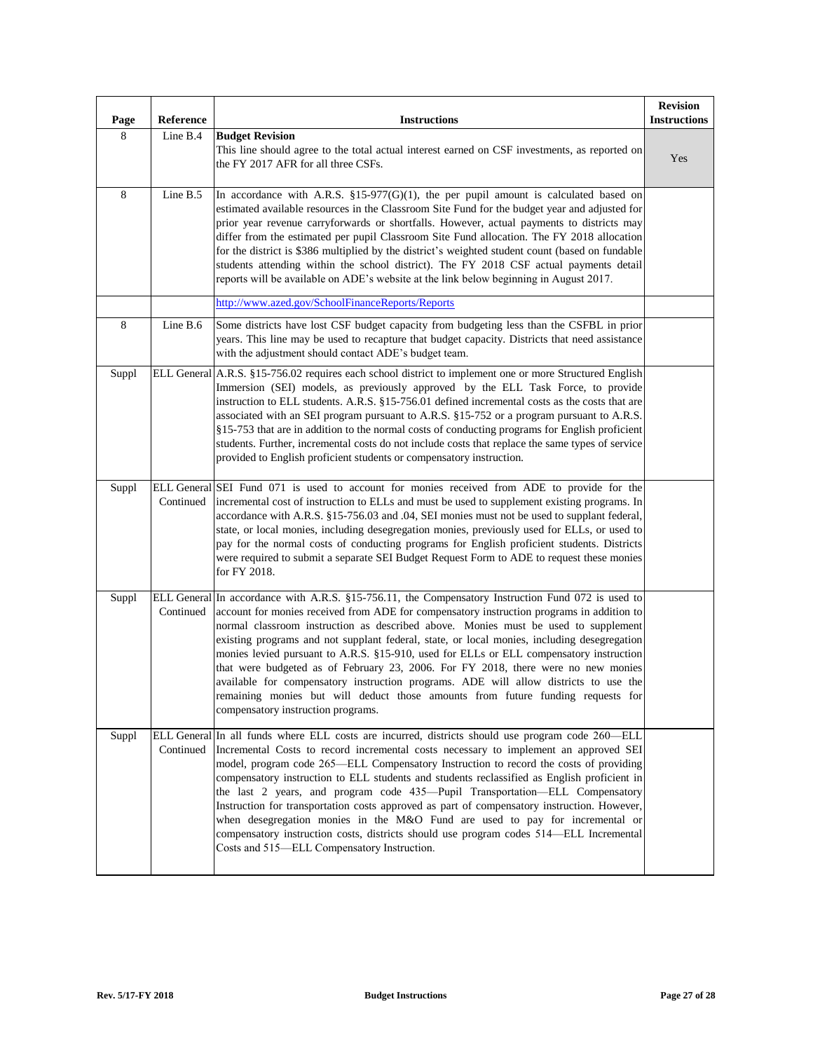| Page | Reference | Instructions | Revision Instructions |
|---|---|---|---|
| 8 | Line B.4 | **Budget Revision** This line should agree to the total actual interest earned on CSF investments, as reported on the FY 2017 AFR for all three CSFs. | Yes |
| 8 | Line B.5 | In accordance with A.R.S. §15-977(G)(1), the per pupil amount is calculated based on estimated available resources in the Classroom Site Fund for the budget year and adjusted for prior year revenue carryforwards or shortfalls. However, actual payments to districts may differ from the estimated per pupil Classroom Site Fund allocation. The FY 2018 allocation for the district is $386 multiplied by the district's weighted student count (based on fundable students attending within the school district). The FY 2018 CSF actual payments detail reports will be available on ADE's website at the link below beginning in August 2017. | |
| | | http://www.azed.gov/SchoolFinanceReports/Reports | |
| 8 | Line B.6 | Some districts have lost CSF budget capacity from budgeting less than the CSFBL in prior years. This line may be used to recapture that budget capacity. Districts that need assistance with the adjustment should contact ADE's budget team. | |
| Suppl | ELL General | A.R.S. §15-756.02 requires each school district to implement one or more Structured English Immersion (SEI) models, as previously approved by the ELL Task Force, to provide instruction to ELL students. A.R.S. §15-756.01 defined incremental costs as the costs that are associated with an SEI program pursuant to A.R.S. §15-752 or a program pursuant to A.R.S. §15-753 that are in addition to the normal costs of conducting programs for English proficient students. Further, incremental costs do not include costs that replace the same types of service provided to English proficient students or compensatory instruction. | |
| Suppl | ELL General Continued | SEI Fund 071 is used to account for monies received from ADE to provide for the incremental cost of instruction to ELLs and must be used to supplement existing programs. In accordance with A.R.S. §15-756.03 and .04, SEI monies must not be used to supplant federal, state, or local monies, including desegregation monies, previously used for ELLs, or used to pay for the normal costs of conducting programs for English proficient students. Districts were required to submit a separate SEI Budget Request Form to ADE to request these monies for FY 2018. | |
| Suppl | ELL General Continued | In accordance with A.R.S. §15-756.11, the Compensatory Instruction Fund 072 is used to account for monies received from ADE for compensatory instruction programs in addition to normal classroom instruction as described above. Monies must be used to supplement existing programs and not supplant federal, state, or local monies, including desegregation monies levied pursuant to A.R.S. §15-910, used for ELLs or ELL compensatory instruction that were budgeted as of February 23, 2006. For FY 2018, there were no new monies available for compensatory instruction programs. ADE will allow districts to use the remaining monies but will deduct those amounts from future funding requests for compensatory instruction programs. | |
| Suppl | ELL General Continued | In all funds where ELL costs are incurred, districts should use program code 260—ELL Incremental Costs to record incremental costs necessary to implement an approved SEI model, program code 265—ELL Compensatory Instruction to record the costs of providing compensatory instruction to ELL students and students reclassified as English proficient in the last 2 years, and program code 435—Pupil Transportation—ELL Compensatory Instruction for transportation costs approved as part of compensatory instruction. However, when desegregation monies in the M&O Fund are used to pay for incremental or compensatory instruction costs, districts should use program codes 514—ELL Incremental Costs and 515—ELL Compensatory Instruction. | |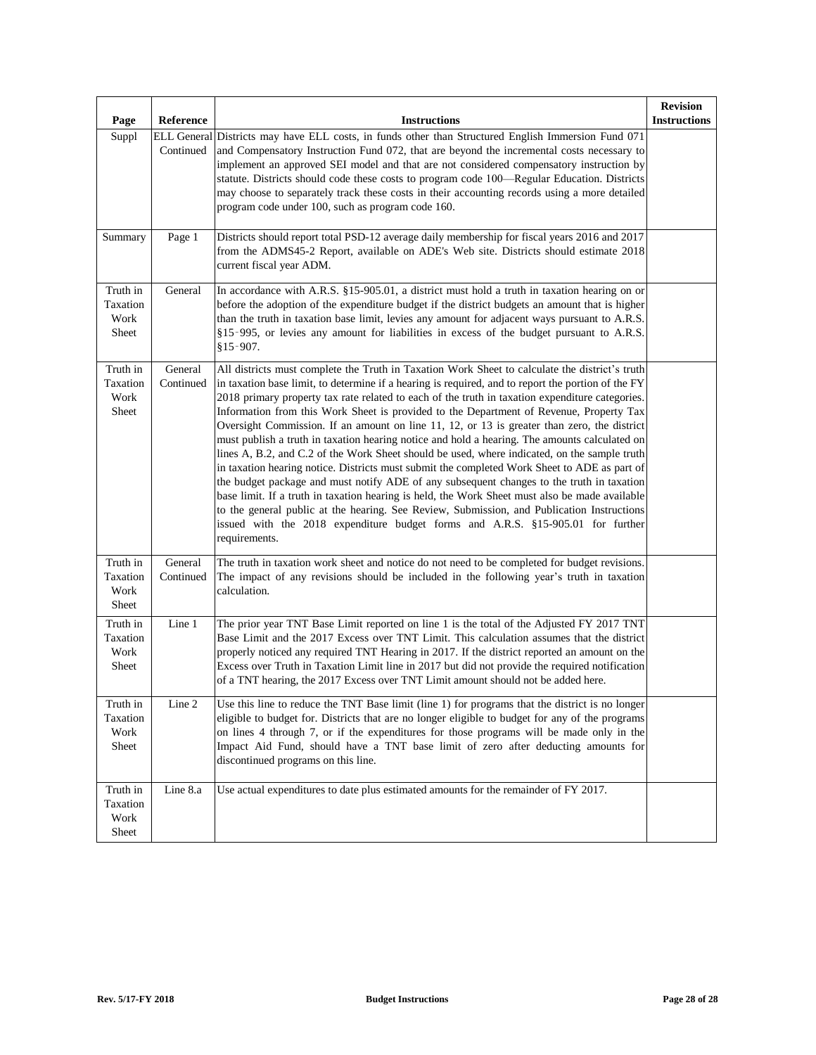| Page | Reference | Instructions | Revision Instructions |
|---|---|---|---|
| Suppl | ELL General Continued | Districts may have ELL costs, in funds other than Structured English Immersion Fund 071 and Compensatory Instruction Fund 072, that are beyond the incremental costs necessary to implement an approved SEI model and that are not considered compensatory instruction by statute. Districts should code these costs to program code 100—Regular Education. Districts may choose to separately track these costs in their accounting records using a more detailed program code under 100, such as program code 160. | |
| Summary | Page 1 | Districts should report total PSD-12 average daily membership for fiscal years 2016 and 2017 from the ADMS45-2 Report, available on ADE's Web site. Districts should estimate 2018 current fiscal year ADM. | |
| Truth in Taxation Work Sheet | General | In accordance with A.R.S. §15-905.01, a district must hold a truth in taxation hearing on or before the adoption of the expenditure budget if the district budgets an amount that is higher than the truth in taxation base limit, levies any amount for adjacent ways pursuant to A.R.S. §15-995, or levies any amount for liabilities in excess of the budget pursuant to A.R.S. §15-907. | |
| Truth in Taxation Work Sheet | General Continued | All districts must complete the Truth in Taxation Work Sheet to calculate the district's truth in taxation base limit, to determine if a hearing is required, and to report the portion of the FY 2018 primary property tax rate related to each of the truth in taxation expenditure categories. Information from this Work Sheet is provided to the Department of Revenue, Property Tax Oversight Commission. If an amount on line 11, 12, or 13 is greater than zero, the district must publish a truth in taxation hearing notice and hold a hearing. The amounts calculated on lines A, B.2, and C.2 of the Work Sheet should be used, where indicated, on the sample truth in taxation hearing notice. Districts must submit the completed Work Sheet to ADE as part of the budget package and must notify ADE of any subsequent changes to the truth in taxation base limit. If a truth in taxation hearing is held, the Work Sheet must also be made available to the general public at the hearing. See Review, Submission, and Publication Instructions issued with the 2018 expenditure budget forms and A.R.S. §15-905.01 for further requirements. | |
| Truth in Taxation Work Sheet | General Continued | The truth in taxation work sheet and notice do not need to be completed for budget revisions. The impact of any revisions should be included in the following year's truth in taxation calculation. | |
| Truth in Taxation Work Sheet | Line 1 | The prior year TNT Base Limit reported on line 1 is the total of the Adjusted FY 2017 TNT Base Limit and the 2017 Excess over TNT Limit. This calculation assumes that the district properly noticed any required TNT Hearing in 2017. If the district reported an amount on the Excess over Truth in Taxation Limit line in 2017 but did not provide the required notification of a TNT hearing, the 2017 Excess over TNT Limit amount should not be added here. | |
| Truth in Taxation Work Sheet | Line 2 | Use this line to reduce the TNT Base limit (line 1) for programs that the district is no longer eligible to budget for. Districts that are no longer eligible to budget for any of the programs on lines 4 through 7, or if the expenditures for those programs will be made only in the Impact Aid Fund, should have a TNT base limit of zero after deducting amounts for discontinued programs on this line. | |
| Truth in Taxation Work Sheet | Line 8.a | Use actual expenditures to date plus estimated amounts for the remainder of FY 2017. | |